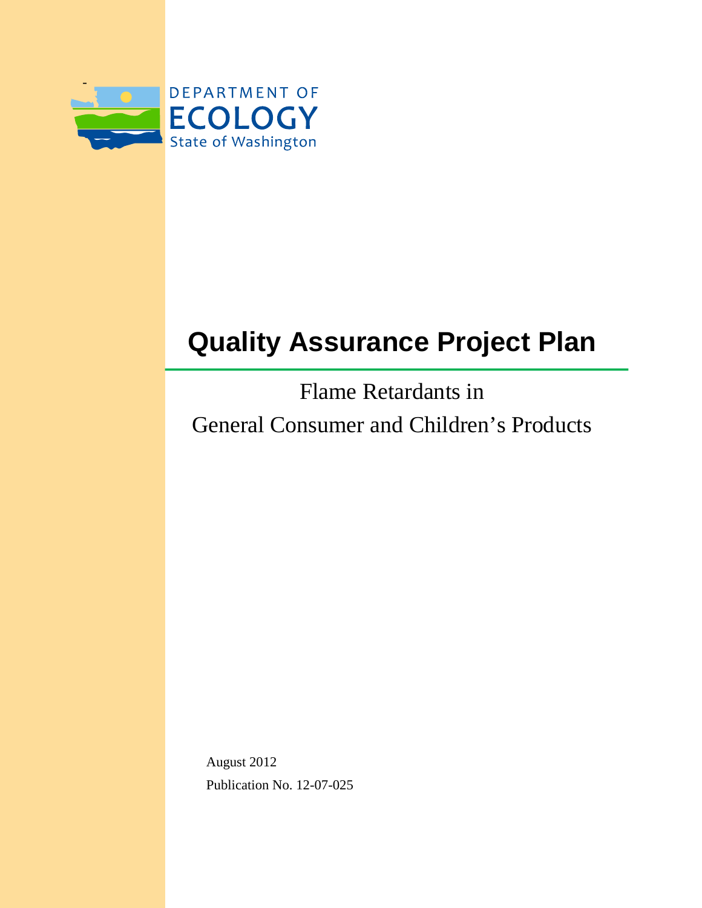DEPARTMENT OF
ECOLOGY
State of Washington

# Quality Assurance Project Plan

Flame Retardants in

General Consumer and Children's Products

August 2012

Publication No. 12-07-025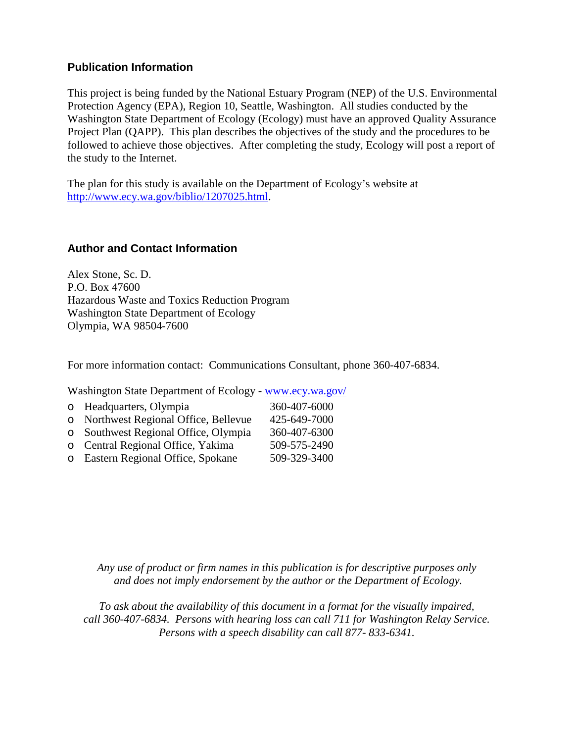### Publication Information

This project is being funded by the National Estuary Program (NEP) of the U.S. Environmental Protection Agency (EPA), Region 10, Seattle, Washington. All studies conducted by the Washington State Department of Ecology (Ecology) must have an approved Quality Assurance Project Plan (QAPP). This plan describes the objectives of the study and the procedures to be followed to achieve those objectives. After completing the study, Ecology will post a report of the study to the Internet.

The plan for this study is available on the Department of Ecology's website at [http://www.ecy.wa.gov/biblio/1207025.html](http://www.ecy.wa.gov/biblio/1207025.html).

### Author and Contact Information

Alex Stone, Sc. D.
P.O. Box 47600
Hazardous Waste and Toxics Reduction Program
Washington State Department of Ecology
Olympia, WA 98504-7600

For more information contact: Communications Consultant, phone 360-407-6834.

Washington State Department of Ecology - [www.ecy.wa.gov/](http://www.ecy.wa.gov/)

- Headquarters, Olympia 360-407-6000
- Northwest Regional Office, Bellevue 425-649-7000
- Southwest Regional Office, Olympia 360-407-6300
- Central Regional Office, Yakima 509-575-2490
- Eastern Regional Office, Spokane 509-329-3400

*Any use of product or firm names in this publication is for descriptive purposes only and does not imply endorsement by the author or the Department of Ecology.*

*To ask about the availability of this document in a format for the visually impaired, call 360-407-6834. Persons with hearing loss can call 711 for Washington Relay Service. Persons with a speech disability can call 877- 833-6341.*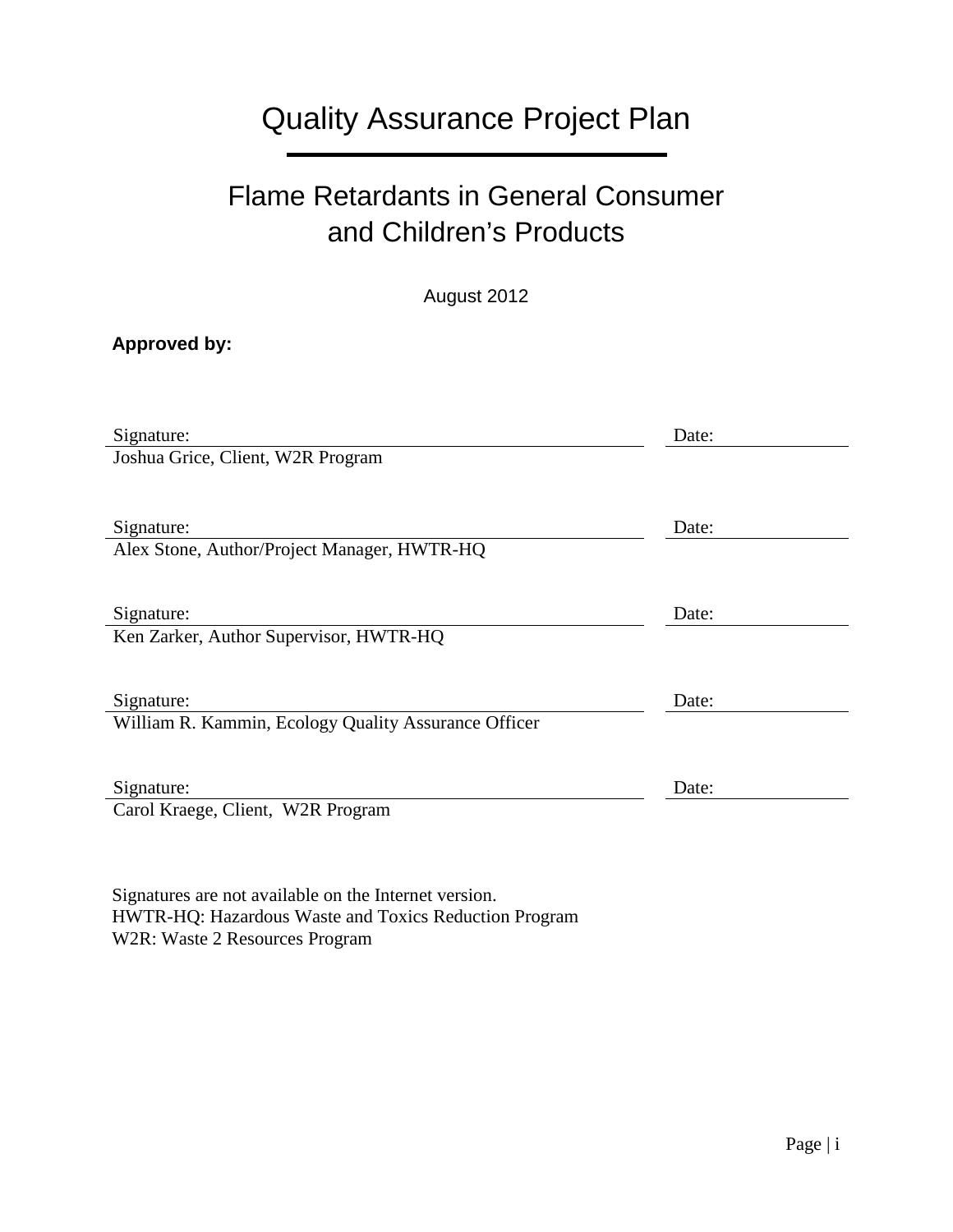# Quality Assurance Project Plan

## Flame Retardants in General Consumer and Children's Products

August 2012

**Approved by:**

Signature: _______________________________ Date: _______________
Joshua Grice, Client, W2R Program

Signature: _______________________________ Date: _______________
Alex Stone, Author/Project Manager, HWTR-HQ

Signature: _______________________________ Date: _______________
Ken Zarker, Author Supervisor, HWTR-HQ

Signature: _______________________________ Date: _______________
William R. Kammin, Ecology Quality Assurance Officer

Signature: _______________________________ Date: _______________
Carol Kraege, Client, W2R Program

Signatures are not available on the Internet version.
HWTR-HQ: Hazardous Waste and Toxics Reduction Program
W2R: Waste 2 Resources Program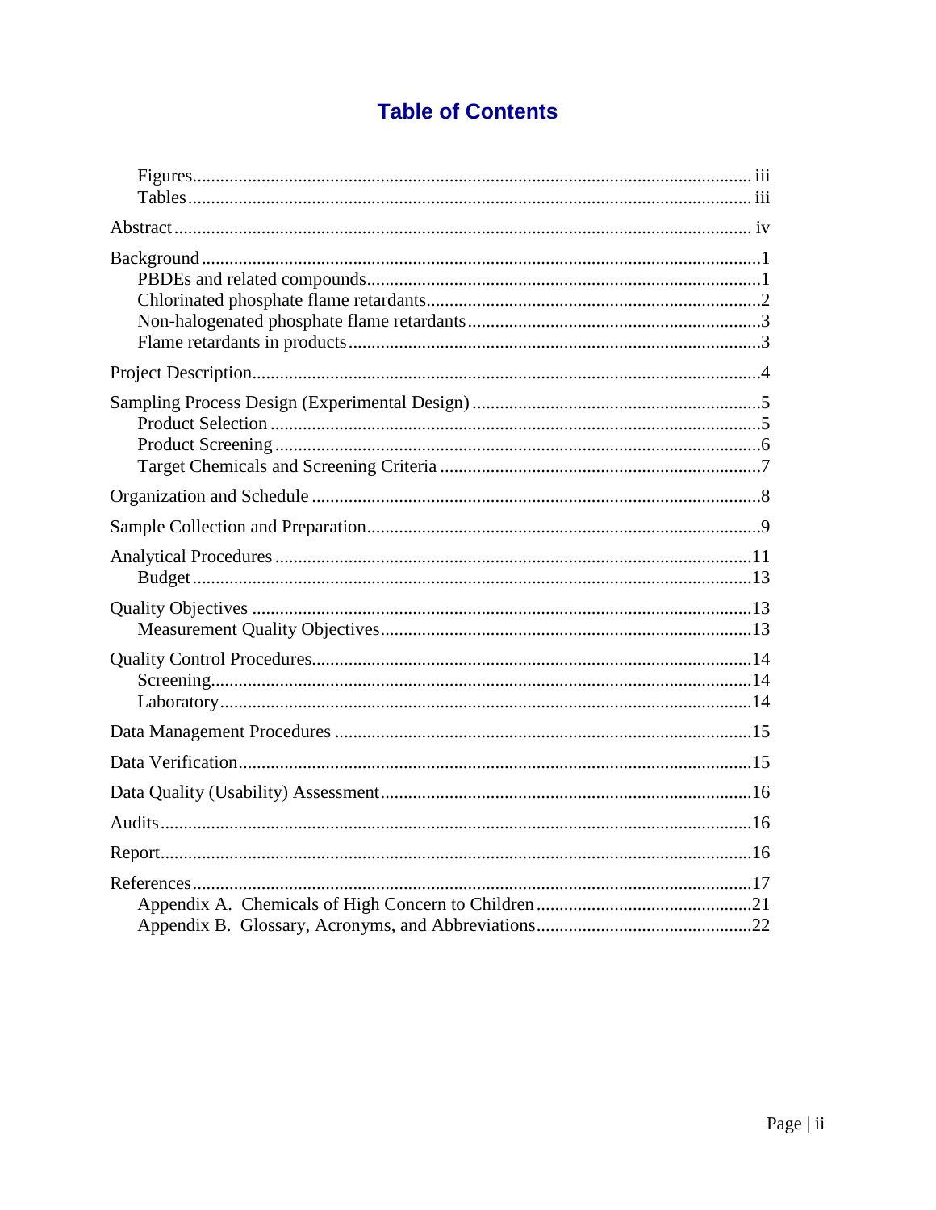# Table of Contents

- Figures .......... iii
- Tables .......... iii

Abstract .......... iv

Background .......... 1
- PBDEs and related compounds .......... 1
- Chlorinated phosphate flame retardants .......... 2
- Non-halogenated phosphate flame retardants .......... 3
- Flame retardants in products .......... 3

Project Description .......... 4

Sampling Process Design (Experimental Design) .......... 5
- Product Selection .......... 5
- Product Screening .......... 6
- Target Chemicals and Screening Criteria .......... 7

Organization and Schedule .......... 8

Sample Collection and Preparation .......... 9

Analytical Procedures .......... 11
- Budget .......... 13

Quality Objectives .......... 13
- Measurement Quality Objectives .......... 13

Quality Control Procedures .......... 14
- Screening .......... 14
- Laboratory .......... 14

Data Management Procedures .......... 15

Data Verification .......... 15

Data Quality (Usability) Assessment .......... 16

Audits .......... 16

Report .......... 16

References .......... 17
- Appendix A. Chemicals of High Concern to Children .......... 21
- Appendix B. Glossary, Acronyms, and Abbreviations .......... 22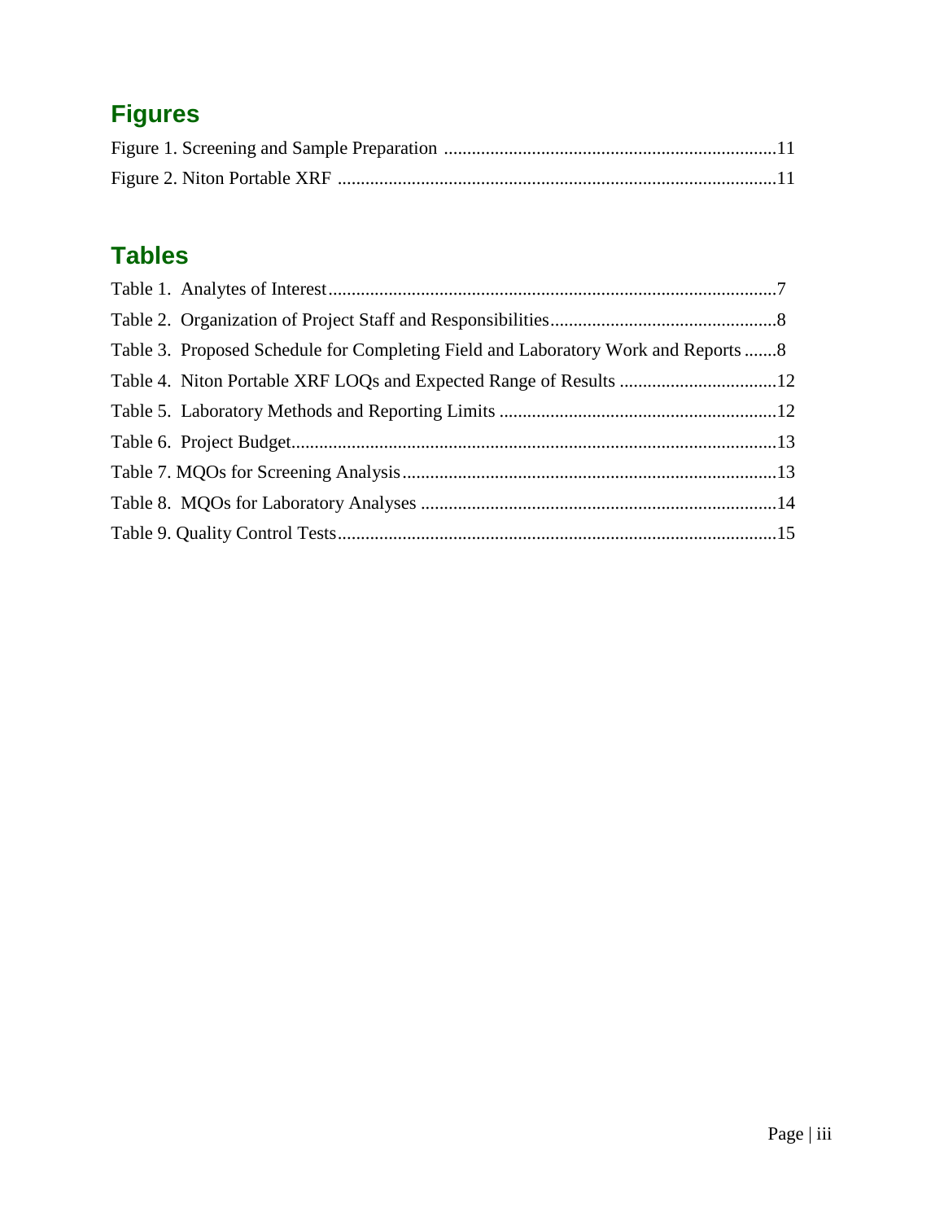## Figures

Figure 1. Screening and Sample Preparation ........................................................................11

Figure 2. Niton Portable XRF ...............................................................................................11

## Tables

Table 1. Analytes of Interest.................................................................................................7

Table 2. Organization of Project Staff and Responsibilities.................................................8

Table 3. Proposed Schedule for Completing Field and Laboratory Work and Reports .......8

Table 4. Niton Portable XRF LOQs and Expected Range of Results ..................................12

Table 5. Laboratory Methods and Reporting Limits ............................................................12

Table 6. Project Budget........................................................................................................13

Table 7. MQOs for Screening Analysis.................................................................................13

Table 8. MQOs for Laboratory Analyses .............................................................................14

Table 9. Quality Control Tests..............................................................................................15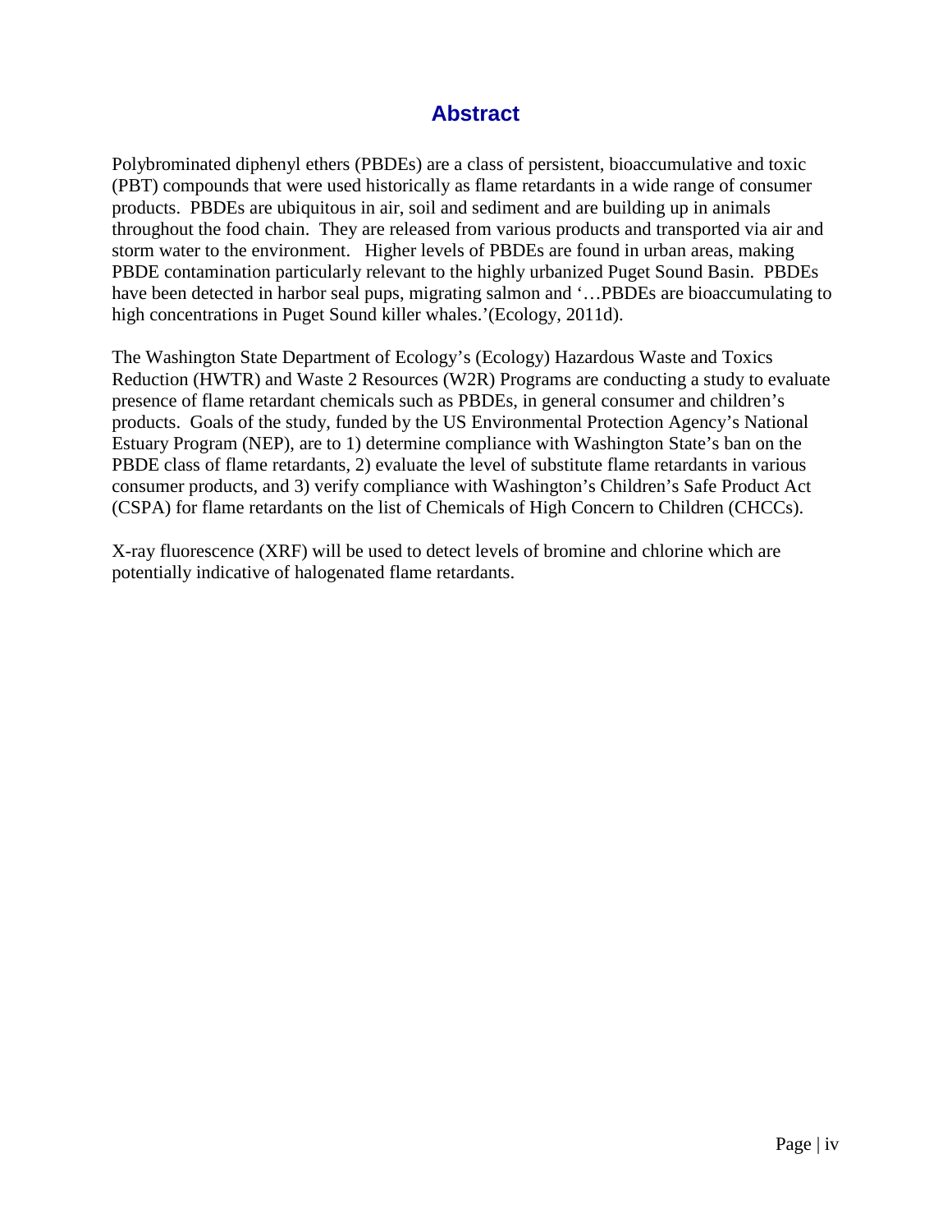# Abstract

Polybrominated diphenyl ethers (PBDEs) are a class of persistent, bioaccumulative and toxic (PBT) compounds that were used historically as flame retardants in a wide range of consumer products. PBDEs are ubiquitous in air, soil and sediment and are building up in animals throughout the food chain. They are released from various products and transported via air and storm water to the environment. Higher levels of PBDEs are found in urban areas, making PBDE contamination particularly relevant to the highly urbanized Puget Sound Basin. PBDEs have been detected in harbor seal pups, migrating salmon and '…PBDEs are bioaccumulating to high concentrations in Puget Sound killer whales.'(Ecology, 2011d).

The Washington State Department of Ecology's (Ecology) Hazardous Waste and Toxics Reduction (HWTR) and Waste 2 Resources (W2R) Programs are conducting a study to evaluate presence of flame retardant chemicals such as PBDEs, in general consumer and children's products. Goals of the study, funded by the US Environmental Protection Agency's National Estuary Program (NEP), are to 1) determine compliance with Washington State's ban on the PBDE class of flame retardants, 2) evaluate the level of substitute flame retardants in various consumer products, and 3) verify compliance with Washington's Children's Safe Product Act (CSPA) for flame retardants on the list of Chemicals of High Concern to Children (CHCCs).

X-ray fluorescence (XRF) will be used to detect levels of bromine and chlorine which are potentially indicative of halogenated flame retardants.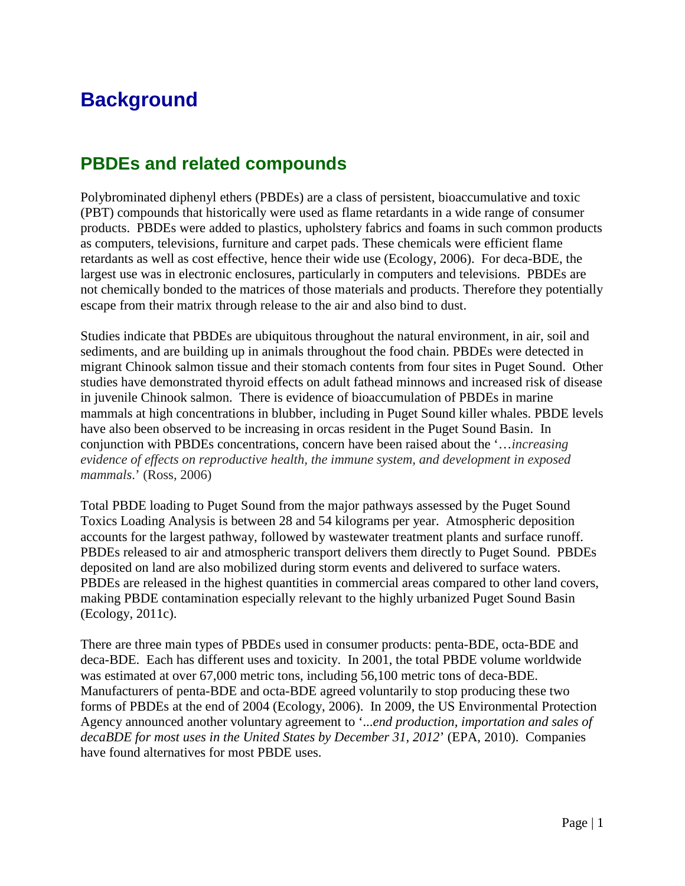# Background

## PBDEs and related compounds

Polybrominated diphenyl ethers (PBDEs) are a class of persistent, bioaccumulative and toxic (PBT) compounds that historically were used as flame retardants in a wide range of consumer products. PBDEs were added to plastics, upholstery fabrics and foams in such common products as computers, televisions, furniture and carpet pads. These chemicals were efficient flame retardants as well as cost effective, hence their wide use (Ecology, 2006). For deca-BDE, the largest use was in electronic enclosures, particularly in computers and televisions. PBDEs are not chemically bonded to the matrices of those materials and products. Therefore they potentially escape from their matrix through release to the air and also bind to dust.

Studies indicate that PBDEs are ubiquitous throughout the natural environment, in air, soil and sediments, and are building up in animals throughout the food chain. PBDEs were detected in migrant Chinook salmon tissue and their stomach contents from four sites in Puget Sound. Other studies have demonstrated thyroid effects on adult fathead minnows and increased risk of disease in juvenile Chinook salmon. There is evidence of bioaccumulation of PBDEs in marine mammals at high concentrations in blubber, including in Puget Sound killer whales. PBDE levels have also been observed to be increasing in orcas resident in the Puget Sound Basin. In conjunction with PBDEs concentrations, concern have been raised about the '…*increasing evidence of effects on reproductive health, the immune system, and development in exposed mammals*.' (Ross, 2006)

Total PBDE loading to Puget Sound from the major pathways assessed by the Puget Sound Toxics Loading Analysis is between 28 and 54 kilograms per year. Atmospheric deposition accounts for the largest pathway, followed by wastewater treatment plants and surface runoff. PBDEs released to air and atmospheric transport delivers them directly to Puget Sound. PBDEs deposited on land are also mobilized during storm events and delivered to surface waters. PBDEs are released in the highest quantities in commercial areas compared to other land covers, making PBDE contamination especially relevant to the highly urbanized Puget Sound Basin (Ecology, 2011c).

There are three main types of PBDEs used in consumer products: penta-BDE, octa-BDE and deca-BDE. Each has different uses and toxicity. In 2001, the total PBDE volume worldwide was estimated at over 67,000 metric tons, including 56,100 metric tons of deca-BDE. Manufacturers of penta-BDE and octa-BDE agreed voluntarily to stop producing these two forms of PBDEs at the end of 2004 (Ecology, 2006). In 2009, the US Environmental Protection Agency announced another voluntary agreement to '*...end production, importation and sales of decaBDE for most uses in the United States by December 31, 2012*' (EPA, 2010). Companies have found alternatives for most PBDE uses.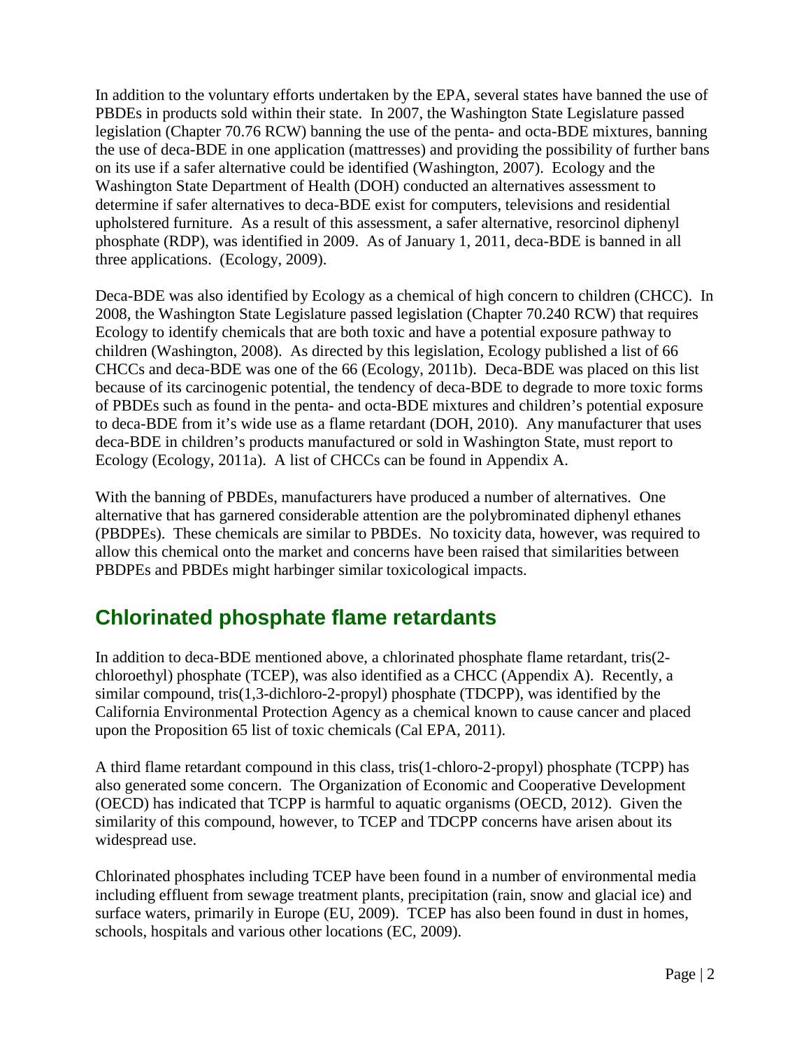In addition to the voluntary efforts undertaken by the EPA, several states have banned the use of PBDEs in products sold within their state. In 2007, the Washington State Legislature passed legislation (Chapter 70.76 RCW) banning the use of the penta- and octa-BDE mixtures, banning the use of deca-BDE in one application (mattresses) and providing the possibility of further bans on its use if a safer alternative could be identified (Washington, 2007). Ecology and the Washington State Department of Health (DOH) conducted an alternatives assessment to determine if safer alternatives to deca-BDE exist for computers, televisions and residential upholstered furniture. As a result of this assessment, a safer alternative, resorcinol diphenyl phosphate (RDP), was identified in 2009. As of January 1, 2011, deca-BDE is banned in all three applications. (Ecology, 2009).

Deca-BDE was also identified by Ecology as a chemical of high concern to children (CHCC). In 2008, the Washington State Legislature passed legislation (Chapter 70.240 RCW) that requires Ecology to identify chemicals that are both toxic and have a potential exposure pathway to children (Washington, 2008). As directed by this legislation, Ecology published a list of 66 CHCCs and deca-BDE was one of the 66 (Ecology, 2011b). Deca-BDE was placed on this list because of its carcinogenic potential, the tendency of deca-BDE to degrade to more toxic forms of PBDEs such as found in the penta- and octa-BDE mixtures and children's potential exposure to deca-BDE from it's wide use as a flame retardant (DOH, 2010). Any manufacturer that uses deca-BDE in children's products manufactured or sold in Washington State, must report to Ecology (Ecology, 2011a). A list of CHCCs can be found in Appendix A.

With the banning of PBDEs, manufacturers have produced a number of alternatives. One alternative that has garnered considerable attention are the polybrominated diphenyl ethanes (PBDPEs). These chemicals are similar to PBDEs. No toxicity data, however, was required to allow this chemical onto the market and concerns have been raised that similarities between PBDPEs and PBDEs might harbinger similar toxicological impacts.

## Chlorinated phosphate flame retardants

In addition to deca-BDE mentioned above, a chlorinated phosphate flame retardant, tris(2-chloroethyl) phosphate (TCEP), was also identified as a CHCC (Appendix A). Recently, a similar compound, tris(1,3-dichloro-2-propyl) phosphate (TDCPP), was identified by the California Environmental Protection Agency as a chemical known to cause cancer and placed upon the Proposition 65 list of toxic chemicals (Cal EPA, 2011).

A third flame retardant compound in this class, tris(1-chloro-2-propyl) phosphate (TCPP) has also generated some concern. The Organization of Economic and Cooperative Development (OECD) has indicated that TCPP is harmful to aquatic organisms (OECD, 2012). Given the similarity of this compound, however, to TCEP and TDCPP concerns have arisen about its widespread use.

Chlorinated phosphates including TCEP have been found in a number of environmental media including effluent from sewage treatment plants, precipitation (rain, snow and glacial ice) and surface waters, primarily in Europe (EU, 2009). TCEP has also been found in dust in homes, schools, hospitals and various other locations (EC, 2009).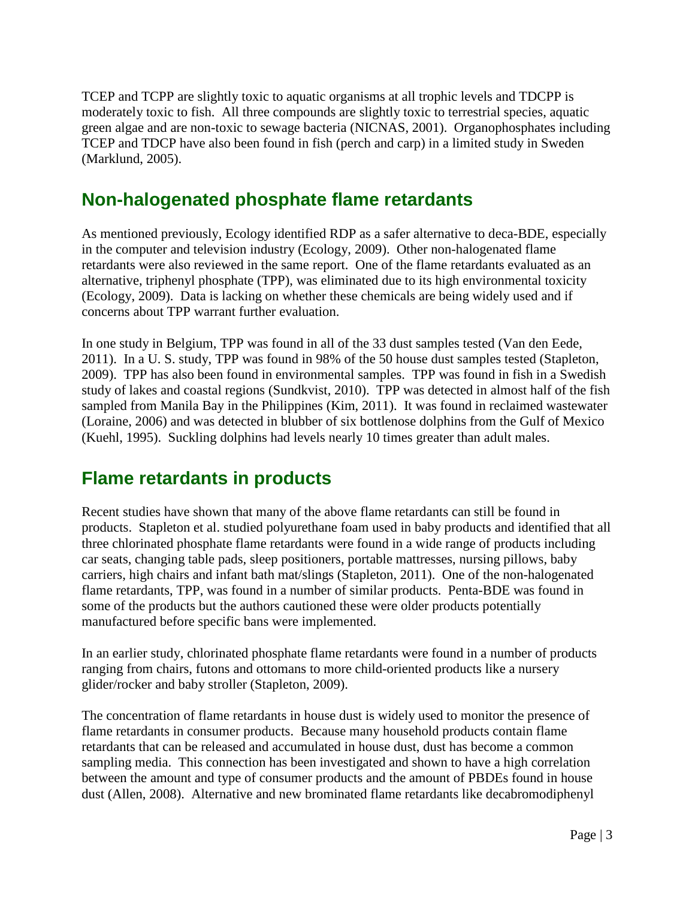TCEP and TCPP are slightly toxic to aquatic organisms at all trophic levels and TDCPP is moderately toxic to fish. All three compounds are slightly toxic to terrestrial species, aquatic green algae and are non-toxic to sewage bacteria (NICNAS, 2001). Organophosphates including TCEP and TDCP have also been found in fish (perch and carp) in a limited study in Sweden (Marklund, 2005).

## Non-halogenated phosphate flame retardants

As mentioned previously, Ecology identified RDP as a safer alternative to deca-BDE, especially in the computer and television industry (Ecology, 2009). Other non-halogenated flame retardants were also reviewed in the same report. One of the flame retardants evaluated as an alternative, triphenyl phosphate (TPP), was eliminated due to its high environmental toxicity (Ecology, 2009). Data is lacking on whether these chemicals are being widely used and if concerns about TPP warrant further evaluation.

In one study in Belgium, TPP was found in all of the 33 dust samples tested (Van den Eede, 2011). In a U. S. study, TPP was found in 98% of the 50 house dust samples tested (Stapleton, 2009). TPP has also been found in environmental samples. TPP was found in fish in a Swedish study of lakes and coastal regions (Sundkvist, 2010). TPP was detected in almost half of the fish sampled from Manila Bay in the Philippines (Kim, 2011). It was found in reclaimed wastewater (Loraine, 2006) and was detected in blubber of six bottlenose dolphins from the Gulf of Mexico (Kuehl, 1995). Suckling dolphins had levels nearly 10 times greater than adult males.

## Flame retardants in products

Recent studies have shown that many of the above flame retardants can still be found in products. Stapleton et al. studied polyurethane foam used in baby products and identified that all three chlorinated phosphate flame retardants were found in a wide range of products including car seats, changing table pads, sleep positioners, portable mattresses, nursing pillows, baby carriers, high chairs and infant bath mat/slings (Stapleton, 2011). One of the non-halogenated flame retardants, TPP, was found in a number of similar products. Penta-BDE was found in some of the products but the authors cautioned these were older products potentially manufactured before specific bans were implemented.

In an earlier study, chlorinated phosphate flame retardants were found in a number of products ranging from chairs, futons and ottomans to more child-oriented products like a nursery glider/rocker and baby stroller (Stapleton, 2009).

The concentration of flame retardants in house dust is widely used to monitor the presence of flame retardants in consumer products. Because many household products contain flame retardants that can be released and accumulated in house dust, dust has become a common sampling media. This connection has been investigated and shown to have a high correlation between the amount and type of consumer products and the amount of PBDEs found in house dust (Allen, 2008). Alternative and new brominated flame retardants like decabromodiphenyl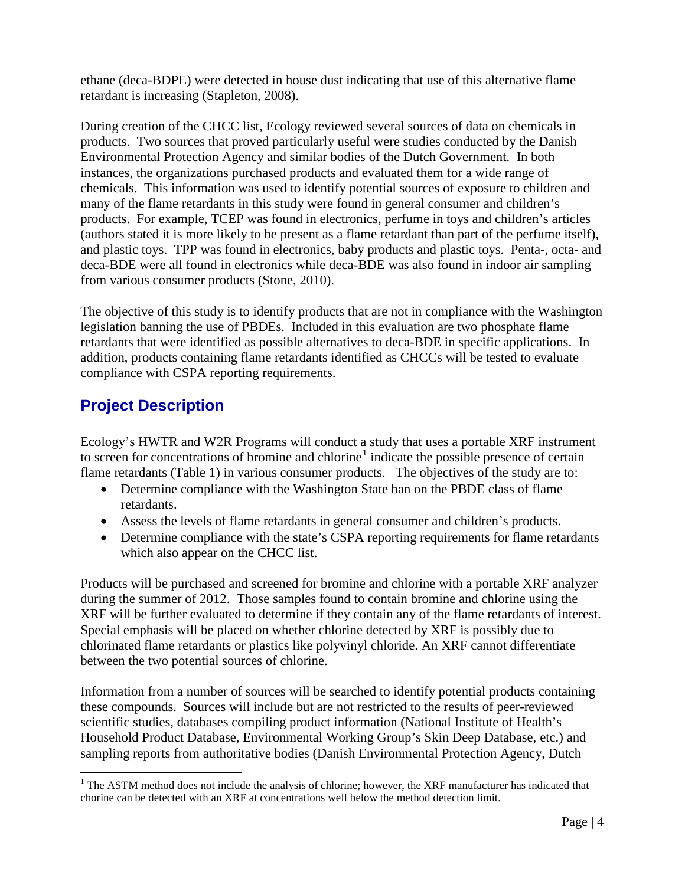ethane (deca-BDPE) were detected in house dust indicating that use of this alternative flame retardant is increasing (Stapleton, 2008).

During creation of the CHCC list, Ecology reviewed several sources of data on chemicals in products. Two sources that proved particularly useful were studies conducted by the Danish Environmental Protection Agency and similar bodies of the Dutch Government. In both instances, the organizations purchased products and evaluated them for a wide range of chemicals. This information was used to identify potential sources of exposure to children and many of the flame retardants in this study were found in general consumer and children's products. For example, TCEP was found in electronics, perfume in toys and children's articles (authors stated it is more likely to be present as a flame retardant than part of the perfume itself), and plastic toys. TPP was found in electronics, baby products and plastic toys. Penta-, octa- and deca-BDE were all found in electronics while deca-BDE was also found in indoor air sampling from various consumer products (Stone, 2010).

The objective of this study is to identify products that are not in compliance with the Washington legislation banning the use of PBDEs. Included in this evaluation are two phosphate flame retardants that were identified as possible alternatives to deca-BDE in specific applications. In addition, products containing flame retardants identified as CHCCs will be tested to evaluate compliance with CSPA reporting requirements.

## Project Description

Ecology's HWTR and W2R Programs will conduct a study that uses a portable XRF instrument to screen for concentrations of bromine and chlorine[1] indicate the possible presence of certain flame retardants (Table 1) in various consumer products. The objectives of the study are to:

- Determine compliance with the Washington State ban on the PBDE class of flame retardants.
- Assess the levels of flame retardants in general consumer and children's products.
- Determine compliance with the state's CSPA reporting requirements for flame retardants which also appear on the CHCC list.

Products will be purchased and screened for bromine and chlorine with a portable XRF analyzer during the summer of 2012. Those samples found to contain bromine and chlorine using the XRF will be further evaluated to determine if they contain any of the flame retardants of interest. Special emphasis will be placed on whether chlorine detected by XRF is possibly due to chlorinated flame retardants or plastics like polyvinyl chloride. An XRF cannot differentiate between the two potential sources of chlorine.

Information from a number of sources will be searched to identify potential products containing these compounds. Sources will include but are not restricted to the results of peer-reviewed scientific studies, databases compiling product information (National Institute of Health's Household Product Database, Environmental Working Group's Skin Deep Database, etc.) and sampling reports from authoritative bodies (Danish Environmental Protection Agency, Dutch

[1] The ASTM method does not include the analysis of chlorine; however, the XRF manufacturer has indicated that chorine can be detected with an XRF at concentrations well below the method detection limit.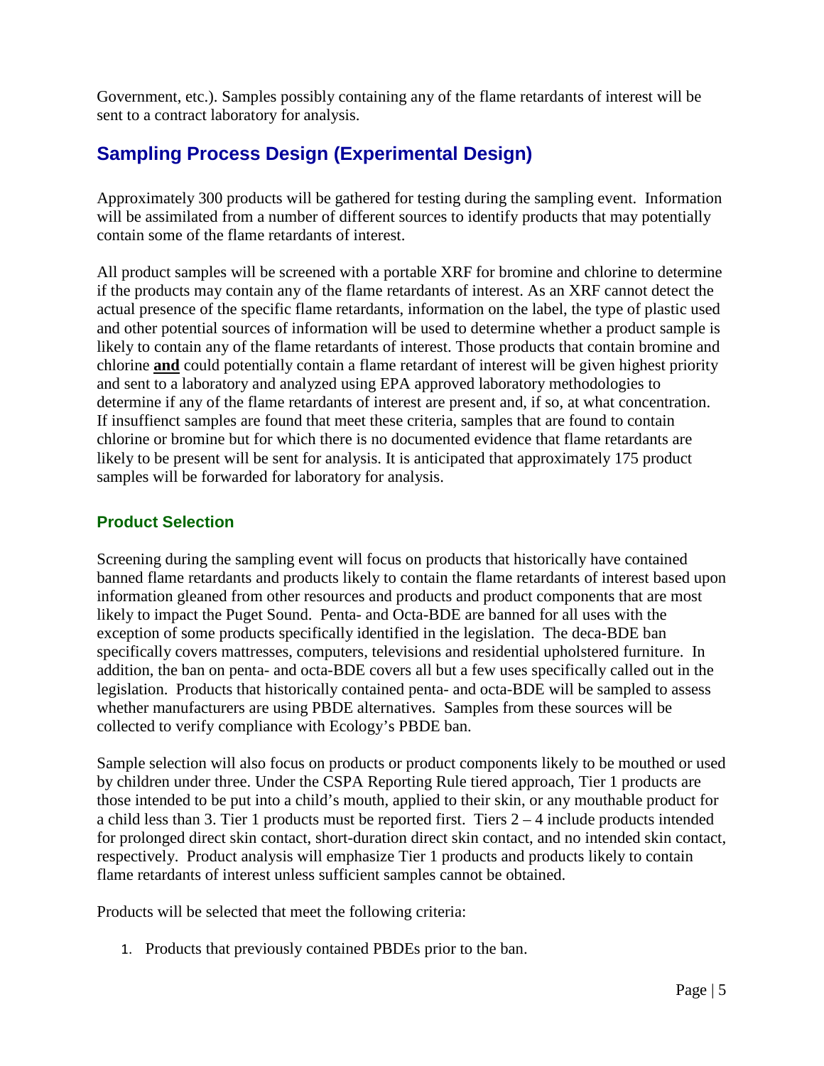Government, etc.). Samples possibly containing any of the flame retardants of interest will be sent to a contract laboratory for analysis.

## Sampling Process Design (Experimental Design)

Approximately 300 products will be gathered for testing during the sampling event. Information will be assimilated from a number of different sources to identify products that may potentially contain some of the flame retardants of interest.

All product samples will be screened with a portable XRF for bromine and chlorine to determine if the products may contain any of the flame retardants of interest. As an XRF cannot detect the actual presence of the specific flame retardants, information on the label, the type of plastic used and other potential sources of information will be used to determine whether a product sample is likely to contain any of the flame retardants of interest. Those products that contain bromine and chlorine **and** could potentially contain a flame retardant of interest will be given highest priority and sent to a laboratory and analyzed using EPA approved laboratory methodologies to determine if any of the flame retardants of interest are present and, if so, at what concentration. If insuffienct samples are found that meet these criteria, samples that are found to contain chlorine or bromine but for which there is no documented evidence that flame retardants are likely to be present will be sent for analysis. It is anticipated that approximately 175 product samples will be forwarded for laboratory for analysis.

### Product Selection

Screening during the sampling event will focus on products that historically have contained banned flame retardants and products likely to contain the flame retardants of interest based upon information gleaned from other resources and products and product components that are most likely to impact the Puget Sound. Penta- and Octa-BDE are banned for all uses with the exception of some products specifically identified in the legislation. The deca-BDE ban specifically covers mattresses, computers, televisions and residential upholstered furniture. In addition, the ban on penta- and octa-BDE covers all but a few uses specifically called out in the legislation. Products that historically contained penta- and octa-BDE will be sampled to assess whether manufacturers are using PBDE alternatives. Samples from these sources will be collected to verify compliance with Ecology's PBDE ban.

Sample selection will also focus on products or product components likely to be mouthed or used by children under three. Under the CSPA Reporting Rule tiered approach, Tier 1 products are those intended to be put into a child's mouth, applied to their skin, or any mouthable product for a child less than 3. Tier 1 products must be reported first. Tiers 2 – 4 include products intended for prolonged direct skin contact, short-duration direct skin contact, and no intended skin contact, respectively. Product analysis will emphasize Tier 1 products and products likely to contain flame retardants of interest unless sufficient samples cannot be obtained.

Products will be selected that meet the following criteria:

1. Products that previously contained PBDEs prior to the ban.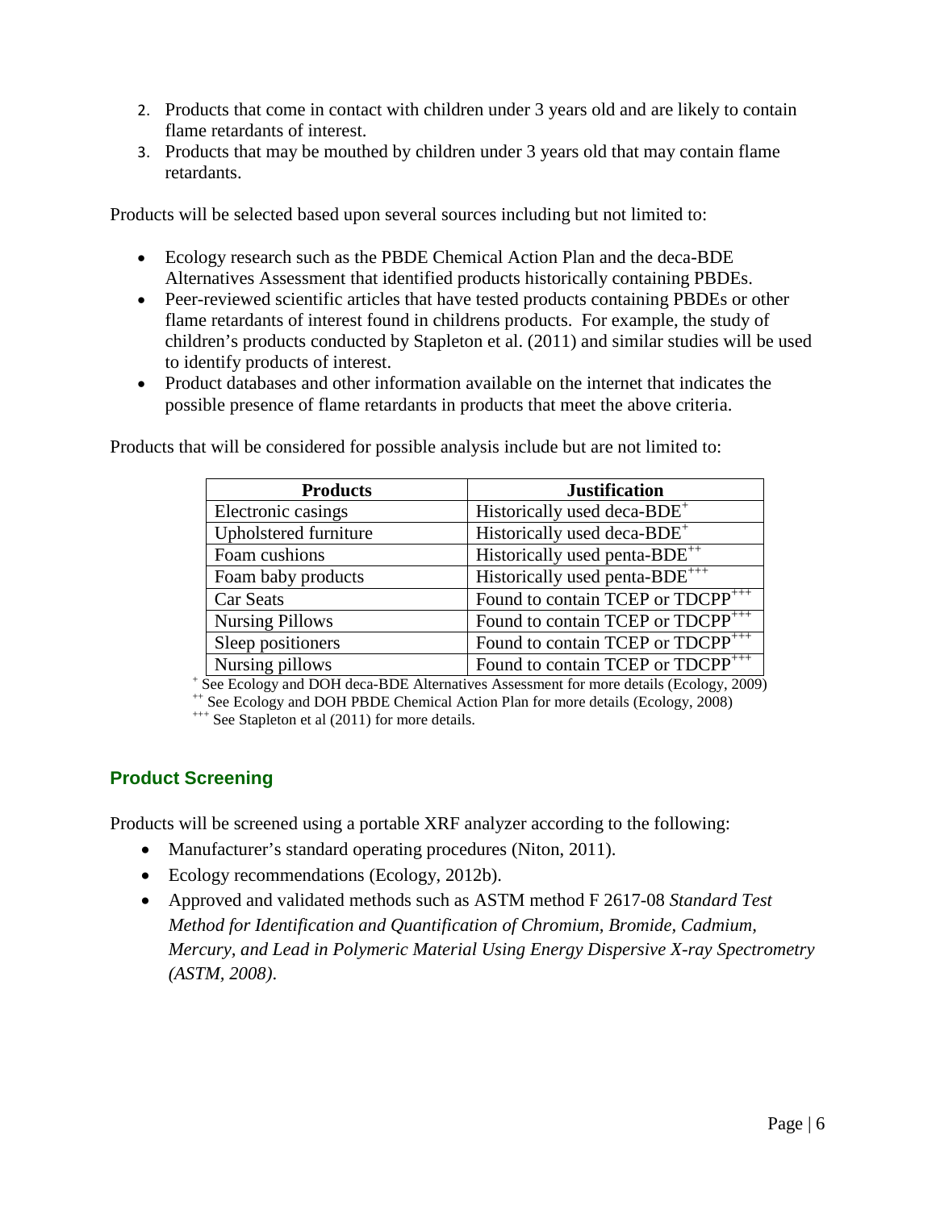2. Products that come in contact with children under 3 years old and are likely to contain flame retardants of interest.
3. Products that may be mouthed by children under 3 years old that may contain flame retardants.

Products will be selected based upon several sources including but not limited to:

- Ecology research such as the PBDE Chemical Action Plan and the deca-BDE Alternatives Assessment that identified products historically containing PBDEs.
- Peer-reviewed scientific articles that have tested products containing PBDEs or other flame retardants of interest found in childrens products. For example, the study of children's products conducted by Stapleton et al. (2011) and similar studies will be used to identify products of interest.
- Product databases and other information available on the internet that indicates the possible presence of flame retardants in products that meet the above criteria.

Products that will be considered for possible analysis include but are not limited to:

| Products | Justification |
|---|---|
| Electronic casings | Historically used deca-BDE[+] |
| Upholstered furniture | Historically used deca-BDE[+] |
| Foam cushions | Historically used penta-BDE[++] |
| Foam baby products | Historically used penta-BDE[+++] |
| Car Seats | Found to contain TCEP or TDCPP[+++] |
| Nursing Pillows | Found to contain TCEP or TDCPP[+++] |
| Sleep positioners | Found to contain TCEP or TDCPP[+++] |
| Nursing pillows | Found to contain TCEP or TDCPP[+++] |

[+] See Ecology and DOH deca-BDE Alternatives Assessment for more details (Ecology, 2009)
[++] See Ecology and DOH PBDE Chemical Action Plan for more details (Ecology, 2008)
[+++] See Stapleton et al (2011) for more details.

## Product Screening

Products will be screened using a portable XRF analyzer according to the following:

- Manufacturer's standard operating procedures (Niton, 2011).
- Ecology recommendations (Ecology, 2012b).
- Approved and validated methods such as ASTM method F 2617-08 *Standard Test Method for Identification and Quantification of Chromium, Bromide, Cadmium, Mercury, and Lead in Polymeric Material Using Energy Dispersive X-ray Spectrometry (ASTM, 2008)*.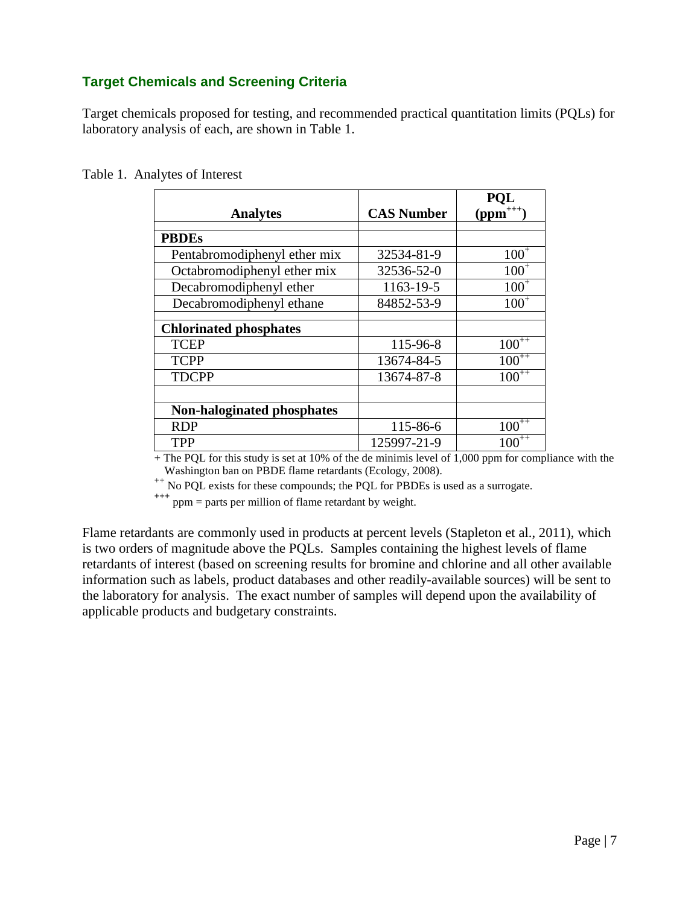## Target Chemicals and Screening Criteria

Target chemicals proposed for testing, and recommended practical quantitation limits (PQLs) for laboratory analysis of each, are shown in Table 1.

Table 1. Analytes of Interest

| Analytes | CAS Number | PQL (ppm+++) |
|---|---|---|
| **PBDEs** | | |
| Pentabromodiphenyl ether mix | 32534-81-9 | 100+ |
| Octabromodiphenyl ether mix | 32536-52-0 | 100+ |
| Decabromodiphenyl ether | 1163-19-5 | 100+ |
| Decabromodiphenyl ethane | 84852-53-9 | 100+ |
| **Chlorinated phosphates** | | |
| TCEP | 115-96-8 | 100++ |
| TCPP | 13674-84-5 | 100++ |
| TDCPP | 13674-87-8 | 100++ |
| | | |
| **Non-haloginated phosphates** | | |
| RDP | 115-86-6 | 100++ |
| TPP | 125997-21-9 | 100++ |

+ The PQL for this study is set at 10% of the de minimis level of 1,000 ppm for compliance with the Washington ban on PBDE flame retardants (Ecology, 2008).

++ No PQL exists for these compounds; the PQL for PBDEs is used as a surrogate.

+++ ppm = parts per million of flame retardant by weight.

Flame retardants are commonly used in products at percent levels (Stapleton et al., 2011), which is two orders of magnitude above the PQLs. Samples containing the highest levels of flame retardants of interest (based on screening results for bromine and chlorine and all other available information such as labels, product databases and other readily-available sources) will be sent to the laboratory for analysis. The exact number of samples will depend upon the availability of applicable products and budgetary constraints.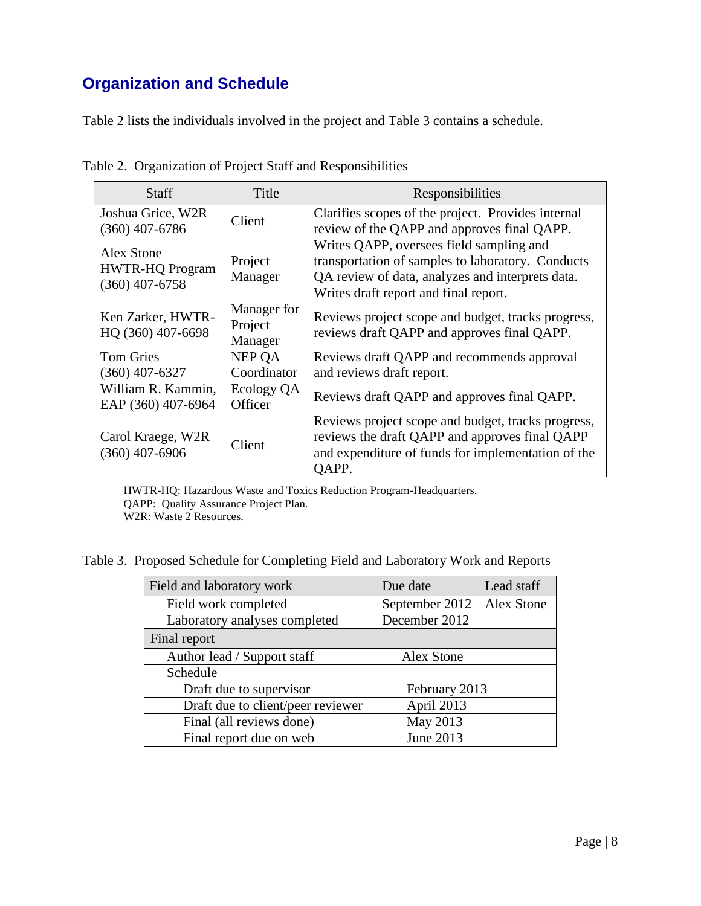## Organization and Schedule

Table 2 lists the individuals involved in the project and Table 3 contains a schedule.

Table 2. Organization of Project Staff and Responsibilities

| Staff | Title | Responsibilities |
|---|---|---|
| Joshua Grice, W2R (360) 407-6786 | Client | Clarifies scopes of the project. Provides internal review of the QAPP and approves final QAPP. |
| Alex Stone HWTR-HQ Program (360) 407-6758 | Project Manager | Writes QAPP, oversees field sampling and transportation of samples to laboratory. Conducts QA review of data, analyzes and interprets data. Writes draft report and final report. |
| Ken Zarker, HWTR-HQ (360) 407-6698 | Manager for Project Manager | Reviews project scope and budget, tracks progress, reviews draft QAPP and approves final QAPP. |
| Tom Gries (360) 407-6327 | NEP QA Coordinator | Reviews draft QAPP and recommends approval and reviews draft report. |
| William R. Kammin, EAP (360) 407-6964 | Ecology QA Officer | Reviews draft QAPP and approves final QAPP. |
| Carol Kraege, W2R (360) 407-6906 | Client | Reviews project scope and budget, tracks progress, reviews the draft QAPP and approves final QAPP and expenditure of funds for implementation of the QAPP. |

HWTR-HQ: Hazardous Waste and Toxics Reduction Program-Headquarters.
QAPP: Quality Assurance Project Plan.
W2R: Waste 2 Resources.

Table 3. Proposed Schedule for Completing Field and Laboratory Work and Reports

| Field and laboratory work | Due date | Lead staff |
|---|---|---|
| Field work completed | September 2012 | Alex Stone |
| Laboratory analyses completed | December 2012 | |
| **Final report** | | |
| Author lead / Support staff | Alex Stone | |
| Schedule | | |
| Draft due to supervisor | February 2013 | |
| Draft due to client/peer reviewer | April 2013 | |
| Final (all reviews done) | May 2013 | |
| Final report due on web | June 2013 | |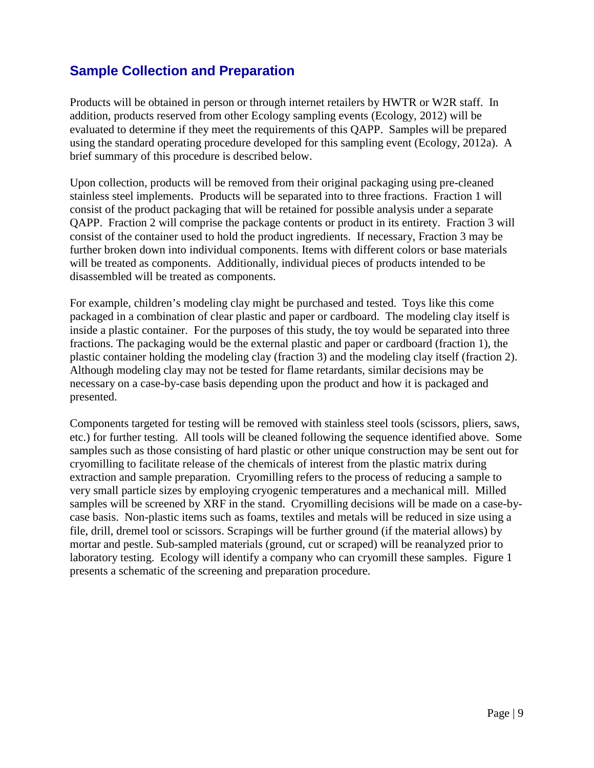## Sample Collection and Preparation

Products will be obtained in person or through internet retailers by HWTR or W2R staff. In addition, products reserved from other Ecology sampling events (Ecology, 2012) will be evaluated to determine if they meet the requirements of this QAPP. Samples will be prepared using the standard operating procedure developed for this sampling event (Ecology, 2012a). A brief summary of this procedure is described below.

Upon collection, products will be removed from their original packaging using pre-cleaned stainless steel implements. Products will be separated into to three fractions. Fraction 1 will consist of the product packaging that will be retained for possible analysis under a separate QAPP. Fraction 2 will comprise the package contents or product in its entirety. Fraction 3 will consist of the container used to hold the product ingredients. If necessary, Fraction 3 may be further broken down into individual components. Items with different colors or base materials will be treated as components. Additionally, individual pieces of products intended to be disassembled will be treated as components.

For example, children's modeling clay might be purchased and tested. Toys like this come packaged in a combination of clear plastic and paper or cardboard. The modeling clay itself is inside a plastic container. For the purposes of this study, the toy would be separated into three fractions. The packaging would be the external plastic and paper or cardboard (fraction 1), the plastic container holding the modeling clay (fraction 3) and the modeling clay itself (fraction 2). Although modeling clay may not be tested for flame retardants, similar decisions may be necessary on a case-by-case basis depending upon the product and how it is packaged and presented.

Components targeted for testing will be removed with stainless steel tools (scissors, pliers, saws, etc.) for further testing. All tools will be cleaned following the sequence identified above. Some samples such as those consisting of hard plastic or other unique construction may be sent out for cryomilling to facilitate release of the chemicals of interest from the plastic matrix during extraction and sample preparation. Cryomilling refers to the process of reducing a sample to very small particle sizes by employing cryogenic temperatures and a mechanical mill. Milled samples will be screened by XRF in the stand. Cryomilling decisions will be made on a case-by-case basis. Non-plastic items such as foams, textiles and metals will be reduced in size using a file, drill, dremel tool or scissors. Scrapings will be further ground (if the material allows) by mortar and pestle. Sub-sampled materials (ground, cut or scraped) will be reanalyzed prior to laboratory testing. Ecology will identify a company who can cryomill these samples. Figure 1 presents a schematic of the screening and preparation procedure.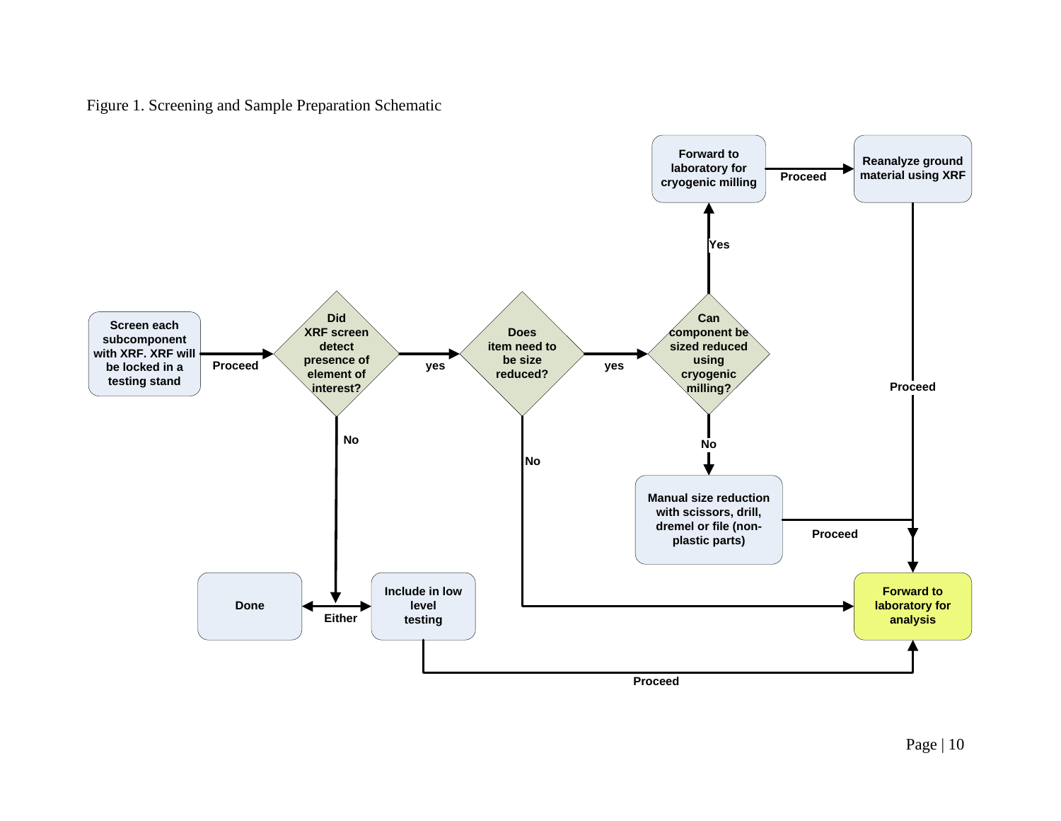Figure 1. Screening and Sample Preparation Schematic

Screen each subcomponent with XRF. XRF will be locked in a testing stand

Proceed

Did XRF screen detect presence of element of interest?

yes

Does item need to be size reduced?

yes

Can component be sized reduced using cryogenic milling?

Yes

Forward to laboratory for cryogenic milling

Proceed

Reanalyze ground material using XRF

Proceed

No

Manual size reduction with scissors, drill, dremel or file (non-plastic parts)

Proceed

No

No

Done

Either

Include in low level testing

Proceed

Forward to laboratory for analysis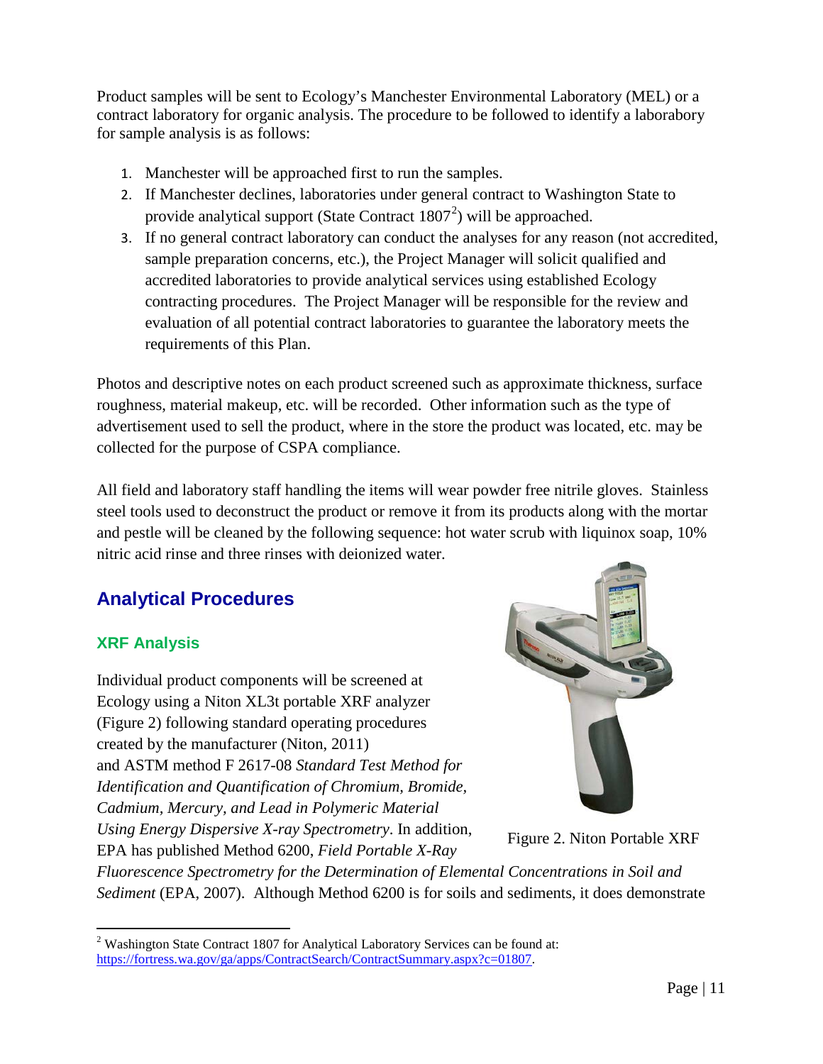Product samples will be sent to Ecology's Manchester Environmental Laboratory (MEL) or a contract laboratory for organic analysis. The procedure to be followed to identify a laborabory for sample analysis is as follows:

1. Manchester will be approached first to run the samples.
2. If Manchester declines, laboratories under general contract to Washington State to provide analytical support (State Contract 1807[2]) will be approached.
3. If no general contract laboratory can conduct the analyses for any reason (not accredited, sample preparation concerns, etc.), the Project Manager will solicit qualified and accredited laboratories to provide analytical services using established Ecology contracting procedures. The Project Manager will be responsible for the review and evaluation of all potential contract laboratories to guarantee the laboratory meets the requirements of this Plan.

Photos and descriptive notes on each product screened such as approximate thickness, surface roughness, material makeup, etc. will be recorded. Other information such as the type of advertisement used to sell the product, where in the store the product was located, etc. may be collected for the purpose of CSPA compliance.

All field and laboratory staff handling the items will wear powder free nitrile gloves. Stainless steel tools used to deconstruct the product or remove it from its products along with the mortar and pestle will be cleaned by the following sequence: hot water scrub with liquinox soap, 10% nitric acid rinse and three rinses with deionized water.

## Analytical Procedures

### XRF Analysis

Individual product components will be screened at Ecology using a Niton XL3t portable XRF analyzer (Figure 2) following standard operating procedures created by the manufacturer (Niton, 2011) and ASTM method F 2617-08 *Standard Test Method for Identification and Quantification of Chromium, Bromide, Cadmium, Mercury, and Lead in Polymeric Material Using Energy Dispersive X-ray Spectrometry*. In addition, EPA has published Method 6200, *Field Portable X-Ray Fluorescence Spectrometry for the Determination of Elemental Concentrations in Soil and Sediment* (EPA, 2007). Although Method 6200 is for soils and sediments, it does demonstrate

Figure 2. Niton Portable XRF

[2] Washington State Contract 1807 for Analytical Laboratory Services can be found at: https://fortress.wa.gov/ga/apps/ContractSearch/ContractSummary.aspx?c=01807.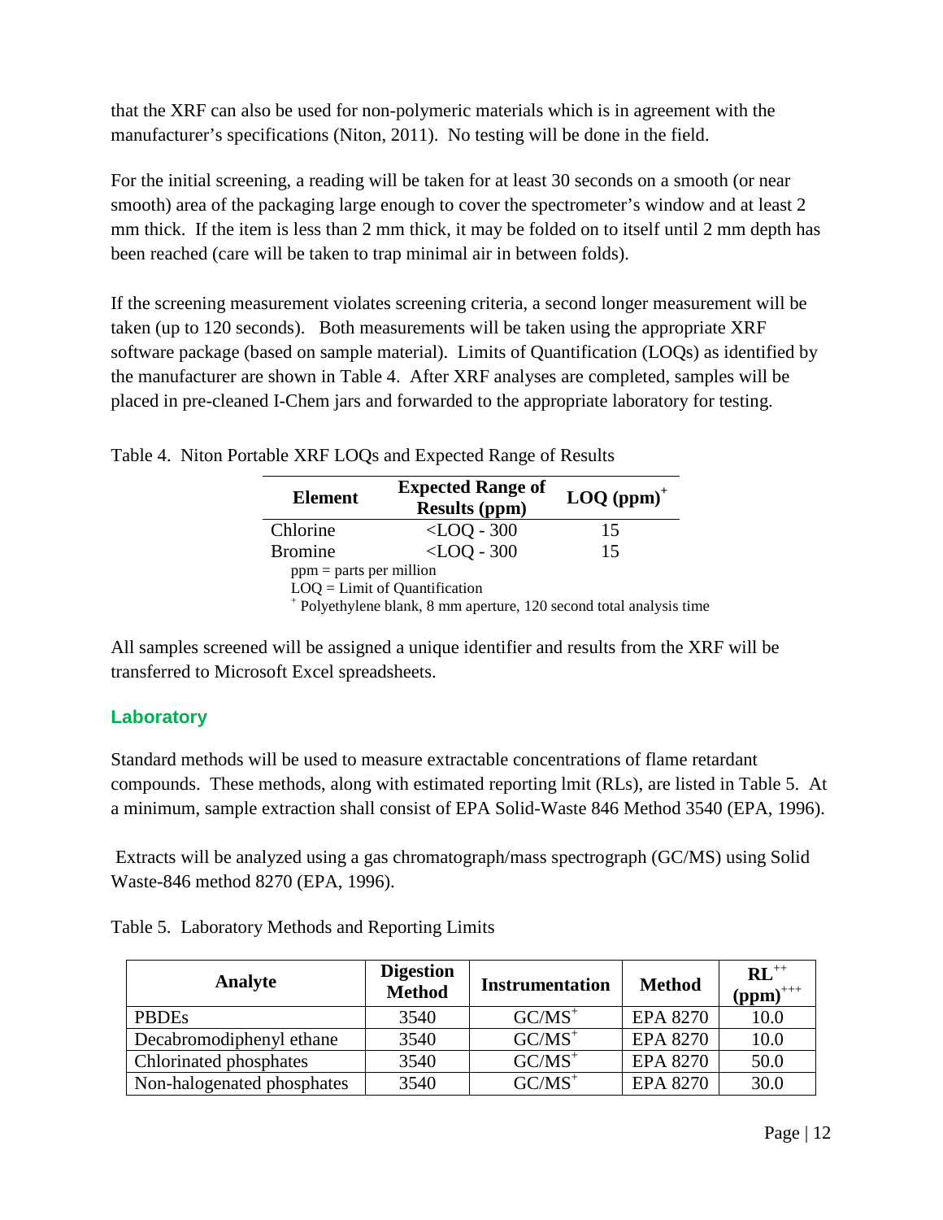that the XRF can also be used for non-polymeric materials which is in agreement with the manufacturer's specifications (Niton, 2011). No testing will be done in the field.

For the initial screening, a reading will be taken for at least 30 seconds on a smooth (or near smooth) area of the packaging large enough to cover the spectrometer's window and at least 2 mm thick. If the item is less than 2 mm thick, it may be folded on to itself until 2 mm depth has been reached (care will be taken to trap minimal air in between folds).

If the screening measurement violates screening criteria, a second longer measurement will be taken (up to 120 seconds). Both measurements will be taken using the appropriate XRF software package (based on sample material). Limits of Quantification (LOQs) as identified by the manufacturer are shown in Table 4. After XRF analyses are completed, samples will be placed in pre-cleaned I-Chem jars and forwarded to the appropriate laboratory for testing.

Table 4. Niton Portable XRF LOQs and Expected Range of Results

| Element | Expected Range of Results (ppm) | LOQ (ppm)[+] |
|---|---|---|
| Chlorine | <LOQ - 300 | 15 |
| Bromine | <LOQ - 300 | 15 |

ppm = parts per million
LOQ = Limit of Quantification
[+] Polyethylene blank, 8 mm aperture, 120 second total analysis time

All samples screened will be assigned a unique identifier and results from the XRF will be transferred to Microsoft Excel spreadsheets.

## Laboratory

Standard methods will be used to measure extractable concentrations of flame retardant compounds. These methods, along with estimated reporting lmit (RLs), are listed in Table 5. At a minimum, sample extraction shall consist of EPA Solid-Waste 846 Method 3540 (EPA, 1996).

Extracts will be analyzed using a gas chromatograph/mass spectrograph (GC/MS) using Solid Waste-846 method 8270 (EPA, 1996).

Table 5. Laboratory Methods and Reporting Limits

| Analyte | Digestion Method | Instrumentation | Method | RL[++] (ppm)[+++] |
|---|---|---|---|---|
| PBDEs | 3540 | GC/MS[+] | EPA 8270 | 10.0 |
| Decabromodiphenyl ethane | 3540 | GC/MS[+] | EPA 8270 | 10.0 |
| Chlorinated phosphates | 3540 | GC/MS[+] | EPA 8270 | 50.0 |
| Non-halogenated phosphates | 3540 | GC/MS[+] | EPA 8270 | 30.0 |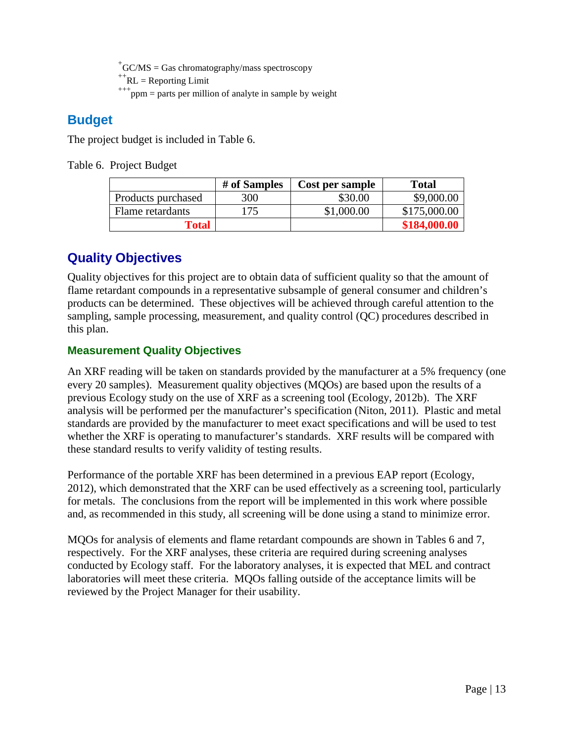[+]GC/MS = Gas chromatography/mass spectroscopy
[++]RL = Reporting Limit
[+++]ppm = parts per million of analyte in sample by weight

## Budget

The project budget is included in Table 6.

Table 6. Project Budget

| | # of Samples | Cost per sample | Total |
|---|---|---|---|
| Products purchased | 300 | $30.00 | $9,000.00 |
| Flame retardants | 175 | $1,000.00 | $175,000.00 |
| **Total** | | | **$184,000.00** |

## Quality Objectives

Quality objectives for this project are to obtain data of sufficient quality so that the amount of flame retardant compounds in a representative subsample of general consumer and children's products can be determined. These objectives will be achieved through careful attention to the sampling, sample processing, measurement, and quality control (QC) procedures described in this plan.

### Measurement Quality Objectives

An XRF reading will be taken on standards provided by the manufacturer at a 5% frequency (one every 20 samples). Measurement quality objectives (MQOs) are based upon the results of a previous Ecology study on the use of XRF as a screening tool (Ecology, 2012b). The XRF analysis will be performed per the manufacturer's specification (Niton, 2011). Plastic and metal standards are provided by the manufacturer to meet exact specifications and will be used to test whether the XRF is operating to manufacturer's standards. XRF results will be compared with these standard results to verify validity of testing results.

Performance of the portable XRF has been determined in a previous EAP report (Ecology, 2012), which demonstrated that the XRF can be used effectively as a screening tool, particularly for metals. The conclusions from the report will be implemented in this work where possible and, as recommended in this study, all screening will be done using a stand to minimize error.

MQOs for analysis of elements and flame retardant compounds are shown in Tables 6 and 7, respectively. For the XRF analyses, these criteria are required during screening analyses conducted by Ecology staff. For the laboratory analyses, it is expected that MEL and contract laboratories will meet these criteria. MQOs falling outside of the acceptance limits will be reviewed by the Project Manager for their usability.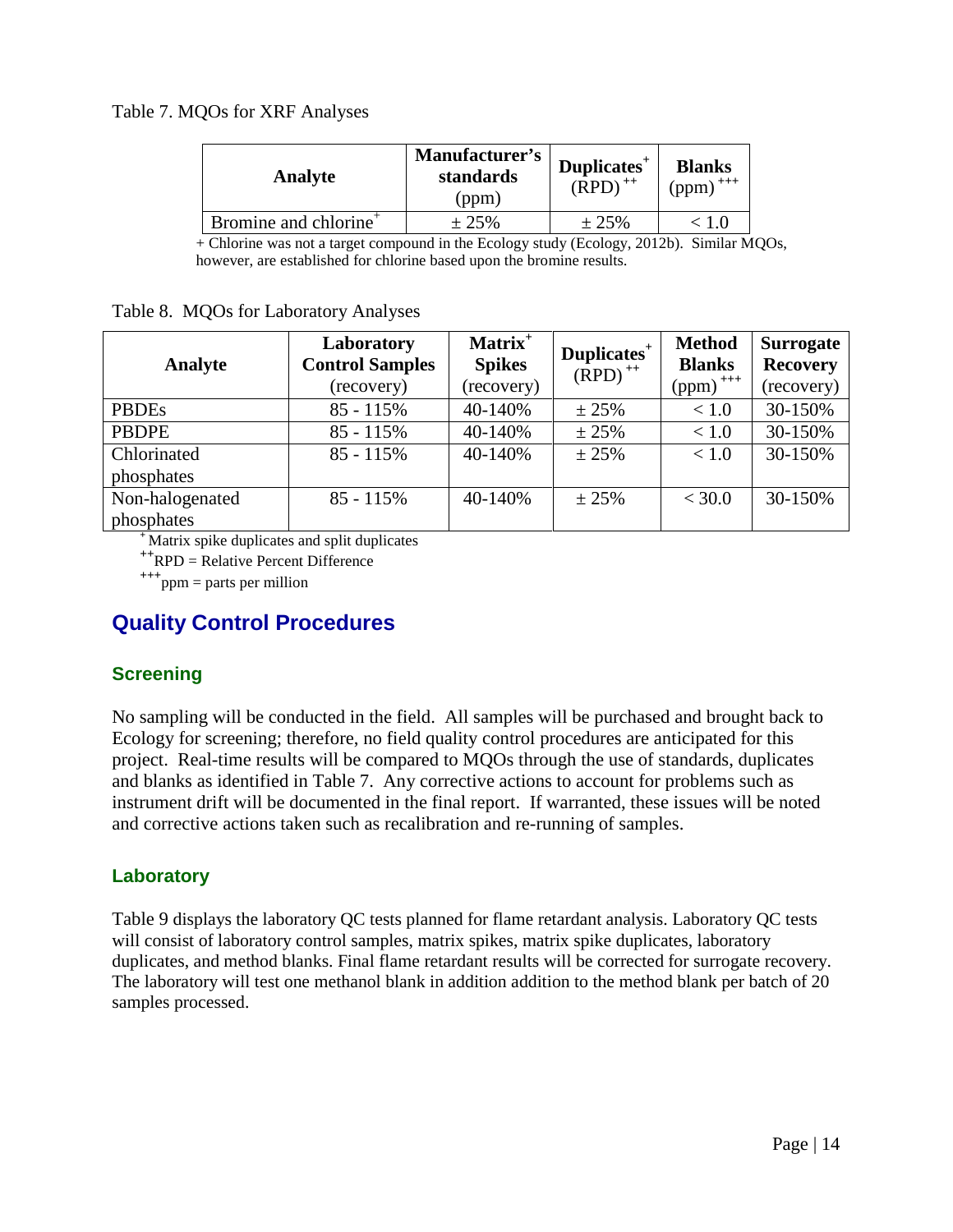Table 7. MQOs for XRF Analyses

| Analyte | Manufacturer's standards (ppm) | Duplicates[+] (RPD)[++] | Blanks (ppm)[+++] |
|---|---|---|---|
| Bromine and chlorine[+] | ± 25% | ± 25% | < 1.0 |

+ Chlorine was not a target compound in the Ecology study (Ecology, 2012b). Similar MQOs, however, are established for chlorine based upon the bromine results.

Table 8. MQOs for Laboratory Analyses

| Analyte | Laboratory Control Samples (recovery) | Matrix[+] Spikes (recovery) | Duplicates[+] (RPD)[++] | Method Blanks (ppm)[+++] | Surrogate Recovery (recovery) |
|---|---|---|---|---|---|
| PBDEs | 85 - 115% | 40-140% | ± 25% | < 1.0 | 30-150% |
| PBDPE | 85 - 115% | 40-140% | ± 25% | < 1.0 | 30-150% |
| Chlorinated phosphates | 85 - 115% | 40-140% | ± 25% | < 1.0 | 30-150% |
| Non-halogenated phosphates | 85 - 115% | 40-140% | ± 25% | < 30.0 | 30-150% |

[+] Matrix spike duplicates and split duplicates

[++] RPD = Relative Percent Difference

[+++] ppm = parts per million

## Quality Control Procedures

### Screening

No sampling will be conducted in the field. All samples will be purchased and brought back to Ecology for screening; therefore, no field quality control procedures are anticipated for this project. Real-time results will be compared to MQOs through the use of standards, duplicates and blanks as identified in Table 7. Any corrective actions to account for problems such as instrument drift will be documented in the final report. If warranted, these issues will be noted and corrective actions taken such as recalibration and re-running of samples.

### Laboratory

Table 9 displays the laboratory QC tests planned for flame retardant analysis. Laboratory QC tests will consist of laboratory control samples, matrix spikes, matrix spike duplicates, laboratory duplicates, and method blanks. Final flame retardant results will be corrected for surrogate recovery. The laboratory will test one methanol blank in addition addition to the method blank per batch of 20 samples processed.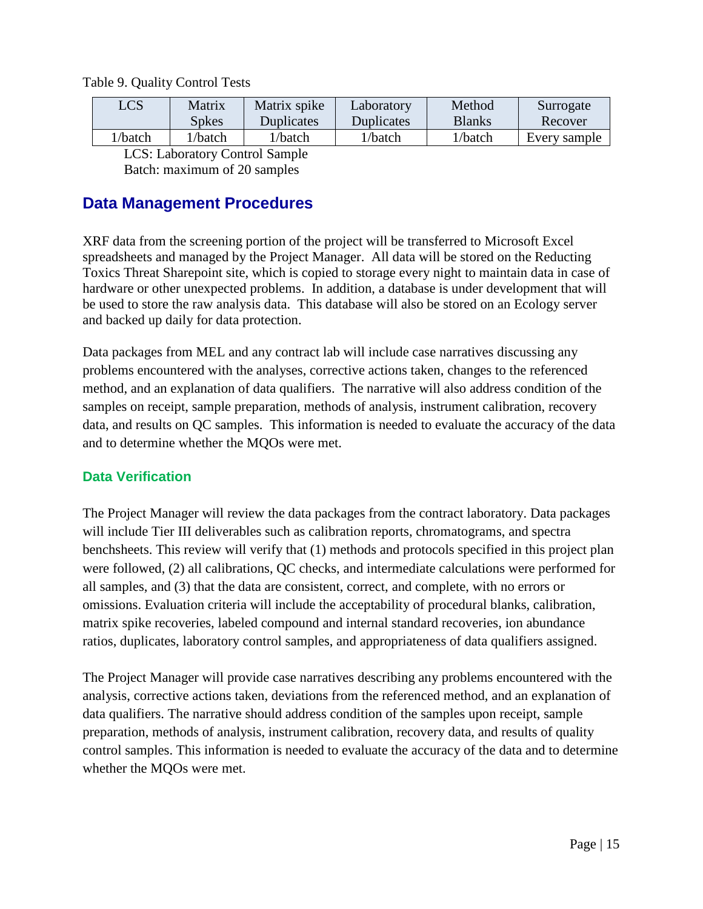Table 9. Quality Control Tests

| LCS | Matrix Spkes | Matrix spike Duplicates | Laboratory Duplicates | Method Blanks | Surrogate Recover |
|---|---|---|---|---|---|
| 1/batch | 1/batch | 1/batch | 1/batch | 1/batch | Every sample |

LCS: Laboratory Control Sample
Batch: maximum of 20 samples

## Data Management Procedures

XRF data from the screening portion of the project will be transferred to Microsoft Excel spreadsheets and managed by the Project Manager. All data will be stored on the Reducting Toxics Threat Sharepoint site, which is copied to storage every night to maintain data in case of hardware or other unexpected problems. In addition, a database is under development that will be used to store the raw analysis data. This database will also be stored on an Ecology server and backed up daily for data protection.

Data packages from MEL and any contract lab will include case narratives discussing any problems encountered with the analyses, corrective actions taken, changes to the referenced method, and an explanation of data qualifiers. The narrative will also address condition of the samples on receipt, sample preparation, methods of analysis, instrument calibration, recovery data, and results on QC samples. This information is needed to evaluate the accuracy of the data and to determine whether the MQOs were met.

### Data Verification

The Project Manager will review the data packages from the contract laboratory. Data packages will include Tier III deliverables such as calibration reports, chromatograms, and spectra benchsheets. This review will verify that (1) methods and protocols specified in this project plan were followed, (2) all calibrations, QC checks, and intermediate calculations were performed for all samples, and (3) that the data are consistent, correct, and complete, with no errors or omissions. Evaluation criteria will include the acceptability of procedural blanks, calibration, matrix spike recoveries, labeled compound and internal standard recoveries, ion abundance ratios, duplicates, laboratory control samples, and appropriateness of data qualifiers assigned.

The Project Manager will provide case narratives describing any problems encountered with the analysis, corrective actions taken, deviations from the referenced method, and an explanation of data qualifiers. The narrative should address condition of the samples upon receipt, sample preparation, methods of analysis, instrument calibration, recovery data, and results of quality control samples. This information is needed to evaluate the accuracy of the data and to determine whether the MQOs were met.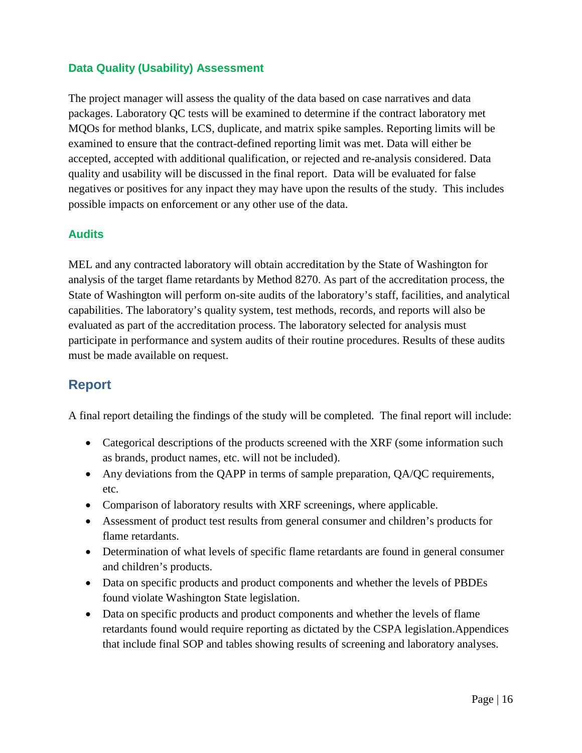### Data Quality (Usability) Assessment

The project manager will assess the quality of the data based on case narratives and data packages. Laboratory QC tests will be examined to determine if the contract laboratory met MQOs for method blanks, LCS, duplicate, and matrix spike samples. Reporting limits will be examined to ensure that the contract-defined reporting limit was met. Data will either be accepted, accepted with additional qualification, or rejected and re-analysis considered. Data quality and usability will be discussed in the final report. Data will be evaluated for false negatives or positives for any inpact they may have upon the results of the study. This includes possible impacts on enforcement or any other use of the data.

### Audits

MEL and any contracted laboratory will obtain accreditation by the State of Washington for analysis of the target flame retardants by Method 8270. As part of the accreditation process, the State of Washington will perform on-site audits of the laboratory's staff, facilities, and analytical capabilities. The laboratory's quality system, test methods, records, and reports will also be evaluated as part of the accreditation process. The laboratory selected for analysis must participate in performance and system audits of their routine procedures. Results of these audits must be made available on request.

## Report

A final report detailing the findings of the study will be completed. The final report will include:

- Categorical descriptions of the products screened with the XRF (some information such as brands, product names, etc. will not be included).
- Any deviations from the QAPP in terms of sample preparation, QA/QC requirements, etc.
- Comparison of laboratory results with XRF screenings, where applicable.
- Assessment of product test results from general consumer and children's products for flame retardants.
- Determination of what levels of specific flame retardants are found in general consumer and children's products.
- Data on specific products and product components and whether the levels of PBDEs found violate Washington State legislation.
- Data on specific products and product components and whether the levels of flame retardants found would require reporting as dictated by the CSPA legislation.Appendices that include final SOP and tables showing results of screening and laboratory analyses.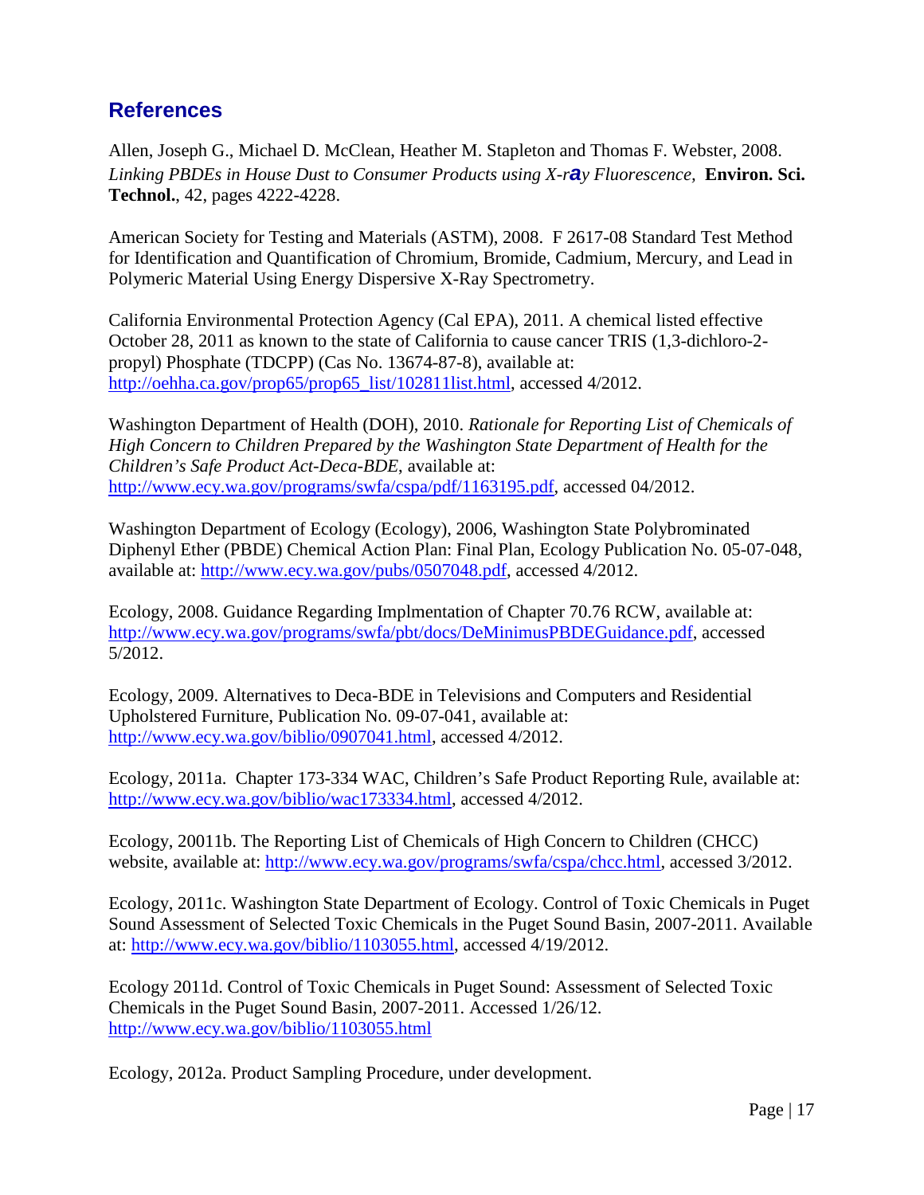## References

Allen, Joseph G., Michael D. McClean, Heather M. Stapleton and Thomas F. Webster, 2008. *Linking PBDEs in House Dust to Consumer Products using X-ray Fluorescence,* **Environ. Sci. Technol.**, 42, pages 4222-4228.

American Society for Testing and Materials (ASTM), 2008. F 2617-08 Standard Test Method for Identification and Quantification of Chromium, Bromide, Cadmium, Mercury, and Lead in Polymeric Material Using Energy Dispersive X-Ray Spectrometry.

California Environmental Protection Agency (Cal EPA), 2011. A chemical listed effective October 28, 2011 as known to the state of California to cause cancer TRIS (1,3-dichloro-2-propyl) Phosphate (TDCPP) (Cas No. 13674-87-8), available at: http://oehha.ca.gov/prop65/prop65_list/102811list.html, accessed 4/2012.

Washington Department of Health (DOH), 2010. *Rationale for Reporting List of Chemicals of High Concern to Children Prepared by the Washington State Department of Health for the Children's Safe Product Act-Deca-BDE*, available at: http://www.ecy.wa.gov/programs/swfa/cspa/pdf/1163195.pdf, accessed 04/2012.

Washington Department of Ecology (Ecology), 2006, Washington State Polybrominated Diphenyl Ether (PBDE) Chemical Action Plan: Final Plan, Ecology Publication No. 05-07-048, available at: http://www.ecy.wa.gov/pubs/0507048.pdf, accessed 4/2012.

Ecology, 2008. Guidance Regarding Implmentation of Chapter 70.76 RCW, available at: http://www.ecy.wa.gov/programs/swfa/pbt/docs/DeMinimusPBDEGuidance.pdf, accessed 5/2012.

Ecology, 2009. Alternatives to Deca-BDE in Televisions and Computers and Residential Upholstered Furniture, Publication No. 09-07-041, available at: http://www.ecy.wa.gov/biblio/0907041.html, accessed 4/2012.

Ecology, 2011a. Chapter 173-334 WAC, Children's Safe Product Reporting Rule, available at: http://www.ecy.wa.gov/biblio/wac173334.html, accessed 4/2012.

Ecology, 20011b. The Reporting List of Chemicals of High Concern to Children (CHCC) website, available at: http://www.ecy.wa.gov/programs/swfa/cspa/chcc.html, accessed 3/2012.

Ecology, 2011c. Washington State Department of Ecology. Control of Toxic Chemicals in Puget Sound Assessment of Selected Toxic Chemicals in the Puget Sound Basin, 2007-2011. Available at: http://www.ecy.wa.gov/biblio/1103055.html, accessed 4/19/2012.

Ecology 2011d. Control of Toxic Chemicals in Puget Sound: Assessment of Selected Toxic Chemicals in the Puget Sound Basin, 2007-2011. Accessed 1/26/12. http://www.ecy.wa.gov/biblio/1103055.html

Ecology, 2012a. Product Sampling Procedure, under development.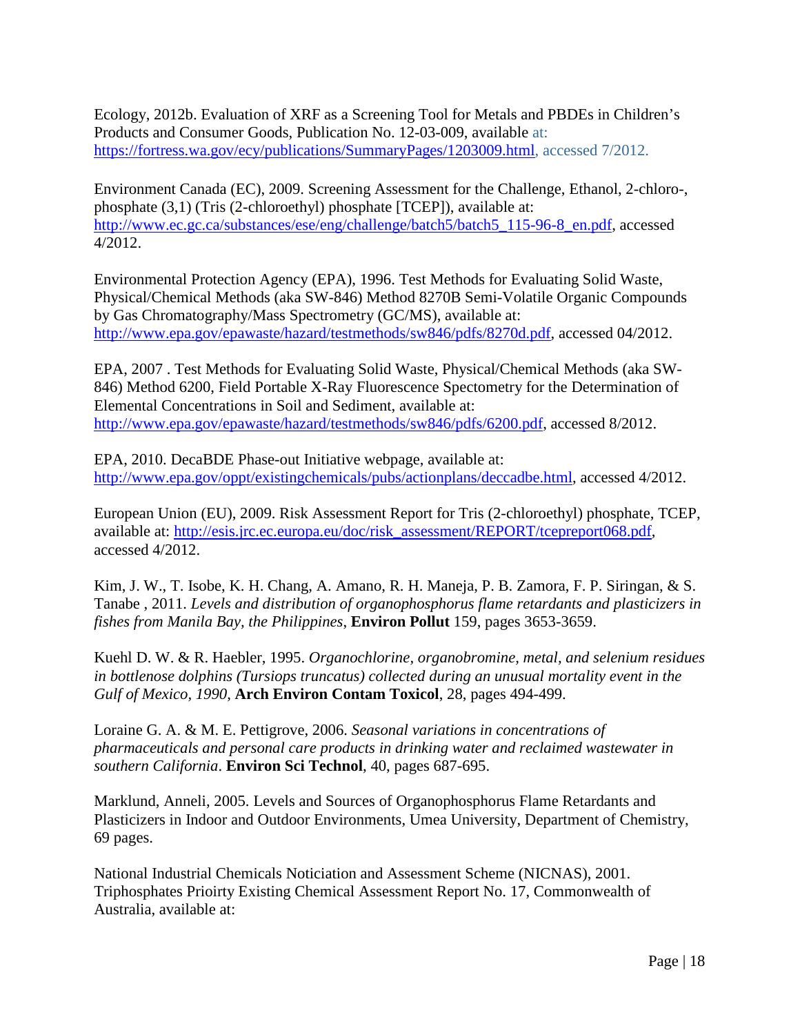Ecology, 2012b. Evaluation of XRF as a Screening Tool for Metals and PBDEs in Children's Products and Consumer Goods, Publication No. 12-03-009, available at: https://fortress.wa.gov/ecy/publications/SummaryPages/1203009.html, accessed 7/2012.

Environment Canada (EC), 2009. Screening Assessment for the Challenge, Ethanol, 2-chloro-, phosphate (3,1) (Tris (2-chloroethyl) phosphate [TCEP]), available at: http://www.ec.gc.ca/substances/ese/eng/challenge/batch5/batch5_115-96-8_en.pdf, accessed 4/2012.

Environmental Protection Agency (EPA), 1996. Test Methods for Evaluating Solid Waste, Physical/Chemical Methods (aka SW-846) Method 8270B Semi-Volatile Organic Compounds by Gas Chromatography/Mass Spectrometry (GC/MS), available at: http://www.epa.gov/epawaste/hazard/testmethods/sw846/pdfs/8270d.pdf, accessed 04/2012.

EPA, 2007 . Test Methods for Evaluating Solid Waste, Physical/Chemical Methods (aka SW-846) Method 6200, Field Portable X-Ray Fluorescence Spectometry for the Determination of Elemental Concentrations in Soil and Sediment, available at: http://www.epa.gov/epawaste/hazard/testmethods/sw846/pdfs/6200.pdf, accessed 8/2012.

EPA, 2010. DecaBDE Phase-out Initiative webpage, available at: http://www.epa.gov/oppt/existingchemicals/pubs/actionplans/deccadbe.html, accessed 4/2012.

European Union (EU), 2009. Risk Assessment Report for Tris (2-chloroethyl) phosphate, TCEP, available at: http://esis.jrc.ec.europa.eu/doc/risk_assessment/REPORT/tcepreport068.pdf, accessed 4/2012.

Kim, J. W., T. Isobe, K. H. Chang, A. Amano, R. H. Maneja, P. B. Zamora, F. P. Siringan, & S. Tanabe , 2011. *Levels and distribution of organophosphorus flame retardants and plasticizers in fishes from Manila Bay, the Philippines*, **Environ Pollut** 159, pages 3653-3659.

Kuehl D. W. & R. Haebler, 1995. *Organochlorine, organobromine, metal, and selenium residues in bottlenose dolphins (Tursiops truncatus) collected during an unusual mortality event in the Gulf of Mexico, 1990,* **Arch Environ Contam Toxicol**, 28, pages 494-499.

Loraine G. A. & M. E. Pettigrove, 2006. *Seasonal variations in concentrations of pharmaceuticals and personal care products in drinking water and reclaimed wastewater in southern California*. **Environ Sci Technol**, 40, pages 687-695.

Marklund, Anneli, 2005. Levels and Sources of Organophosphorus Flame Retardants and Plasticizers in Indoor and Outdoor Environments, Umea University, Department of Chemistry, 69 pages.

National Industrial Chemicals Noticiation and Assessment Scheme (NICNAS), 2001. Triphosphates Prioirty Existing Chemical Assessment Report No. 17, Commonwealth of Australia, available at: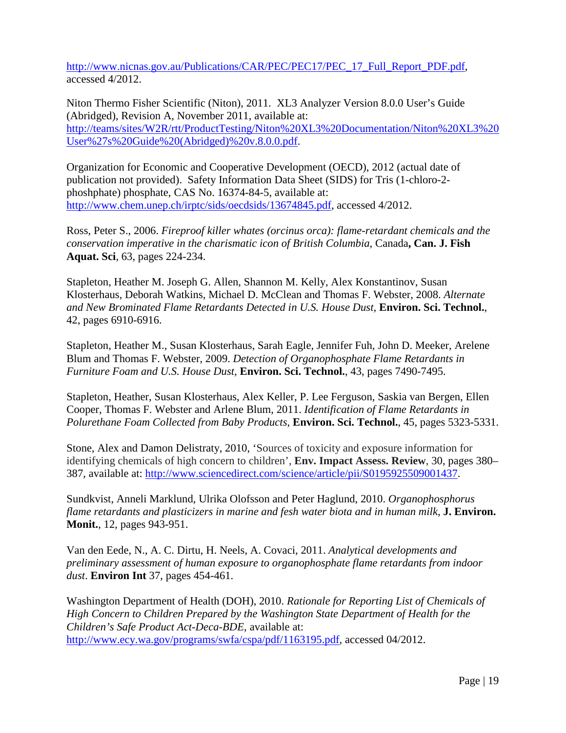http://www.nicnas.gov.au/Publications/CAR/PEC/PEC17/PEC_17_Full_Report_PDF.pdf, accessed 4/2012.

Niton Thermo Fisher Scientific (Niton), 2011. XL3 Analyzer Version 8.0.0 User's Guide (Abridged), Revision A, November 2011, available at: http://teams/sites/W2R/rtt/ProductTesting/Niton%20XL3%20Documentation/Niton%20XL3%20User%27s%20Guide%20(Abridged)%20v.8.0.0.pdf.

Organization for Economic and Cooperative Development (OECD), 2012 (actual date of publication not provided). Safety Information Data Sheet (SIDS) for Tris (1-chloro-2-phoshphate) phosphate, CAS No. 16374-84-5, available at: http://www.chem.unep.ch/irptc/sids/oecdsids/13674845.pdf, accessed 4/2012.

Ross, Peter S., 2006. *Fireproof killer whates (orcinus orca): flame-retardant chemicals and the conservation imperative in the charismatic icon of British Columbia*, Canada**, Can. J. Fish Aquat. Sci**, 63, pages 224-234.

Stapleton, Heather M. Joseph G. Allen, Shannon M. Kelly, Alex Konstantinov, Susan Klosterhaus, Deborah Watkins, Michael D. McClean and Thomas F. Webster, 2008. *Alternate and New Brominated Flame Retardants Detected in U.S. House Dust,* **Environ. Sci. Technol.**, 42, pages 6910-6916.

Stapleton, Heather M., Susan Klosterhaus, Sarah Eagle, Jennifer Fuh, John D. Meeker, Arelene Blum and Thomas F. Webster, 2009. *Detection of Organophosphate Flame Retardants in Furniture Foam and U.S. House Dust,* **Environ. Sci. Technol.**, 43, pages 7490-7495.

Stapleton, Heather, Susan Klosterhaus, Alex Keller, P. Lee Ferguson, Saskia van Bergen, Ellen Cooper, Thomas F. Webster and Arlene Blum, 2011. *Identification of Flame Retardants in Polurethane Foam Collected from Baby Products*, **Environ. Sci. Technol.**, 45, pages 5323-5331.

Stone, Alex and Damon Delistraty, 2010, 'Sources of toxicity and exposure information for identifying chemicals of high concern to children', **Env. Impact Assess. Review**, 30, pages 380–387, available at: http://www.sciencedirect.com/science/article/pii/S0195925509001437.

Sundkvist, Anneli Marklund, Ulrika Olofsson and Peter Haglund, 2010. *Organophosphorus flame retardants and plasticizers in marine and fesh water biota and in human milk*, **J. Environ. Monit.**, 12, pages 943-951.

Van den Eede, N., A. C. Dirtu, H. Neels, A. Covaci, 2011. *Analytical developments and preliminary assessment of human exposure to organophosphate flame retardants from indoor dust*. **Environ Int** 37, pages 454-461.

Washington Department of Health (DOH), 2010. *Rationale for Reporting List of Chemicals of High Concern to Children Prepared by the Washington State Department of Health for the Children's Safe Product Act-Deca-BDE*, available at: http://www.ecy.wa.gov/programs/swfa/cspa/pdf/1163195.pdf, accessed 04/2012.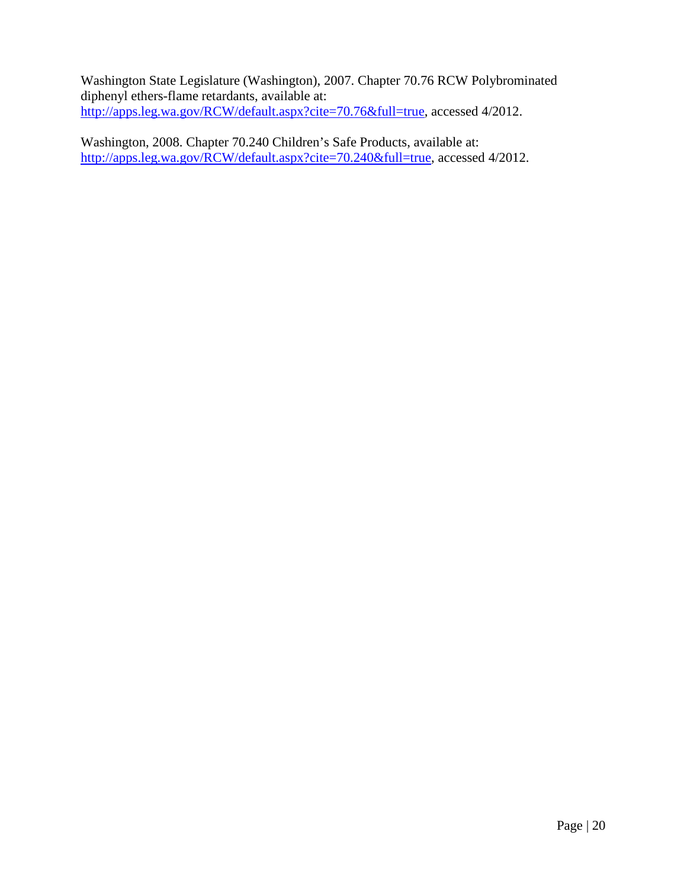Washington State Legislature (Washington), 2007. Chapter 70.76 RCW Polybrominated diphenyl ethers-flame retardants, available at: http://apps.leg.wa.gov/RCW/default.aspx?cite=70.76&full=true, accessed 4/2012.

Washington, 2008. Chapter 70.240 Children's Safe Products, available at: http://apps.leg.wa.gov/RCW/default.aspx?cite=70.240&full=true, accessed 4/2012.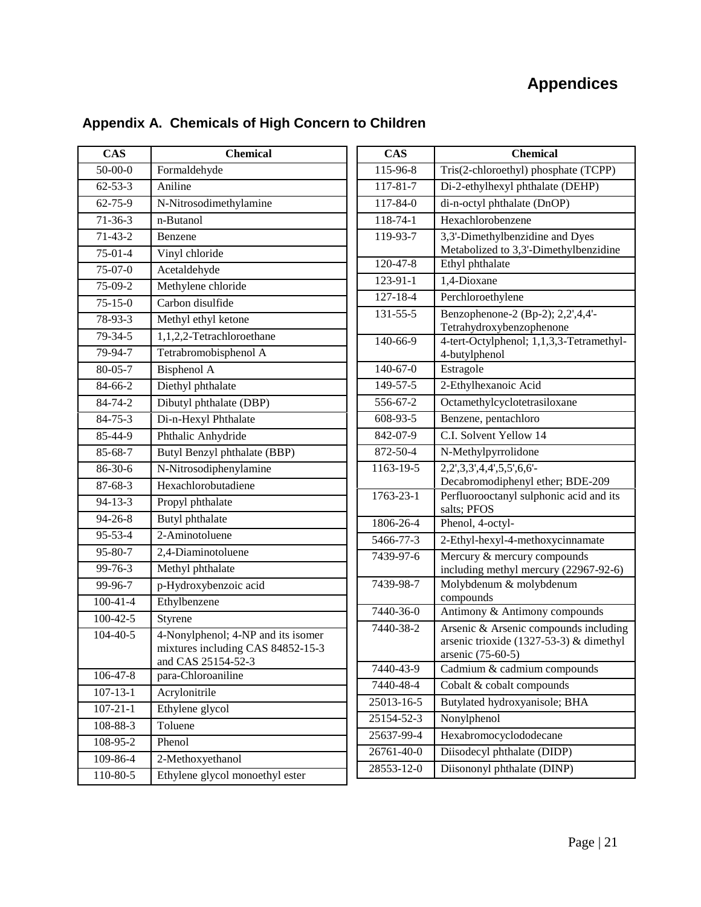# Appendices

## Appendix A. Chemicals of High Concern to Children

| CAS | Chemical |
|---|---|
| 50-00-0 | Formaldehyde |
| 62-53-3 | Aniline |
| 62-75-9 | N-Nitrosodimethylamine |
| 71-36-3 | n-Butanol |
| 71-43-2 | Benzene |
| 75-01-4 | Vinyl chloride |
| 75-07-0 | Acetaldehyde |
| 75-09-2 | Methylene chloride |
| 75-15-0 | Carbon disulfide |
| 78-93-3 | Methyl ethyl ketone |
| 79-34-5 | 1,1,2,2-Tetrachloroethane |
| 79-94-7 | Tetrabromobisphenol A |
| 80-05-7 | Bisphenol A |
| 84-66-2 | Diethyl phthalate |
| 84-74-2 | Dibutyl phthalate (DBP) |
| 84-75-3 | Di-n-Hexyl Phthalate |
| 85-44-9 | Phthalic Anhydride |
| 85-68-7 | Butyl Benzyl phthalate (BBP) |
| 86-30-6 | N-Nitrosodiphenylamine |
| 87-68-3 | Hexachlorobutadiene |
| 94-13-3 | Propyl phthalate |
| 94-26-8 | Butyl phthalate |
| 95-53-4 | 2-Aminotoluene |
| 95-80-7 | 2,4-Diaminotoluene |
| 99-76-3 | Methyl phthalate |
| 99-96-7 | p-Hydroxybenzoic acid |
| 100-41-4 | Ethylbenzene |
| 100-42-5 | Styrene |
| 104-40-5 | 4-Nonylphenol; 4-NP and its isomer mixtures including CAS 84852-15-3 and CAS 25154-52-3 |
| 106-47-8 | para-Chloroaniline |
| 107-13-1 | Acrylonitrile |
| 107-21-1 | Ethylene glycol |
| 108-88-3 | Toluene |
| 108-95-2 | Phenol |
| 109-86-4 | 2-Methoxyethanol |
| 110-80-5 | Ethylene glycol monoethyl ester |
| 115-96-8 | Tris(2-chloroethyl) phosphate (TCPP) |
| 117-81-7 | Di-2-ethylhexyl phthalate (DEHP) |
| 117-84-0 | di-n-octyl phthalate (DnOP) |
| 118-74-1 | Hexachlorobenzene |
| 119-93-7 | 3,3'-Dimethylbenzidine and Dyes Metabolized to 3,3'-Dimethylbenzidine |
| 120-47-8 | Ethyl phthalate |
| 123-91-1 | 1,4-Dioxane |
| 127-18-4 | Perchloroethylene |
| 131-55-5 | Benzophenone-2 (Bp-2); 2,2',4,4'-Tetrahydroxybenzophenone |
| 140-66-9 | 4-tert-Octylphenol; 1,1,3,3-Tetramethyl-4-butylphenol |
| 140-67-0 | Estragole |
| 149-57-5 | 2-Ethylhexanoic Acid |
| 556-67-2 | Octamethylcyclotetrasiloxane |
| 608-93-5 | Benzene, pentachloro |
| 842-07-9 | C.I. Solvent Yellow 14 |
| 872-50-4 | N-Methylpyrrolidone |
| 1163-19-5 | 2,2',3,3',4,4',5,5',6,6'-Decabromodiphenyl ether; BDE-209 |
| 1763-23-1 | Perfluorooctanyl sulphonic acid and its salts; PFOS |
| 1806-26-4 | Phenol, 4-octyl- |
| 5466-77-3 | 2-Ethyl-hexyl-4-methoxycinnamate |
| 7439-97-6 | Mercury & mercury compounds including methyl mercury (22967-92-6) |
| 7439-98-7 | Molybdenum & molybdenum compounds |
| 7440-36-0 | Antimony & Antimony compounds |
| 7440-38-2 | Arsenic & Arsenic compounds including arsenic trioxide (1327-53-3) & dimethyl arsenic (75-60-5) |
| 7440-43-9 | Cadmium & cadmium compounds |
| 7440-48-4 | Cobalt & cobalt compounds |
| 25013-16-5 | Butylated hydroxyanisole; BHA |
| 25154-52-3 | Nonylphenol |
| 25637-99-4 | Hexabromocyclododecane |
| 26761-40-0 | Diisodecyl phthalate (DIDP) |
| 28553-12-0 | Diisononyl phthalate (DINP) |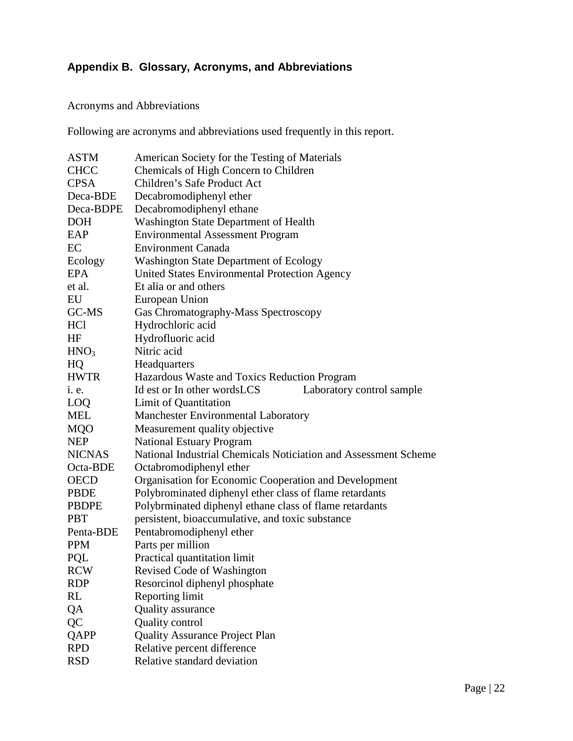## Appendix B. Glossary, Acronyms, and Abbreviations

Acronyms and Abbreviations

Following are acronyms and abbreviations used frequently in this report.

| | |
|---|---|
| ASTM | American Society for the Testing of Materials |
| CHCC | Chemicals of High Concern to Children |
| CPSA | Children's Safe Product Act |
| Deca-BDE | Decabromodiphenyl ether |
| Deca-BDPE | Decabromodiphenyl ethane |
| DOH | Washington State Department of Health |
| EAP | Environmental Assessment Program |
| EC | Environment Canada |
| Ecology | Washington State Department of Ecology |
| EPA | United States Environmental Protection Agency |
| et al. | Et alia or and others |
| EU | European Union |
| GC-MS | Gas Chromatography-Mass Spectroscopy |
| HCl | Hydrochloric acid |
| HF | Hydrofluoric acid |
| $HNO_3$ | Nitric acid |
| HQ | Headquarters |
| HWTR | Hazardous Waste and Toxics Reduction Program |
| i. e. | Id est or In other wordsLCS Laboratory control sample |
| LOQ | Limit of Quantitation |
| MEL | Manchester Environmental Laboratory |
| MQO | Measurement quality objective |
| NEP | National Estuary Program |
| NICNAS | National Industrial Chemicals Noticiation and Assessment Scheme |
| Octa-BDE | Octabromodiphenyl ether |
| OECD | Organisation for Economic Cooperation and Development |
| PBDE | Polybrominated diphenyl ether class of flame retardants |
| PBDPE | Polybrminated diphenyl ethane class of flame retardants |
| PBT | persistent, bioaccumulative, and toxic substance |
| Penta-BDE | Pentabromodiphenyl ether |
| PPM | Parts per million |
| PQL | Practical quantitation limit |
| RCW | Revised Code of Washington |
| RDP | Resorcinol diphenyl phosphate |
| RL | Reporting limit |
| QA | Quality assurance |
| QC | Quality control |
| QAPP | Quality Assurance Project Plan |
| RPD | Relative percent difference |
| RSD | Relative standard deviation |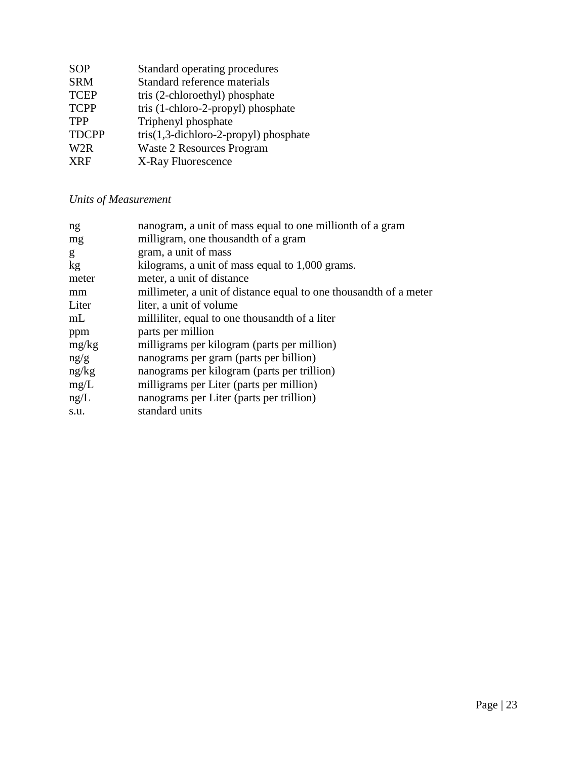| | |
|---|---|
| SOP | Standard operating procedures |
| SRM | Standard reference materials |
| TCEP | tris (2-chloroethyl) phosphate |
| TCPP | tris (1-chloro-2-propyl) phosphate |
| TPP | Triphenyl phosphate |
| TDCPP | tris(1,3-dichloro-2-propyl) phosphate |
| W2R | Waste 2 Resources Program |
| XRF | X-Ray Fluorescence |

*Units of Measurement*

| | |
|---|---|
| ng | nanogram, a unit of mass equal to one millionth of a gram |
| mg | milligram, one thousandth of a gram |
| g | gram, a unit of mass |
| kg | kilograms, a unit of mass equal to 1,000 grams. |
| meter | meter, a unit of distance |
| mm | millimeter, a unit of distance equal to one thousandth of a meter |
| Liter | liter, a unit of volume |
| mL | milliliter, equal to one thousandth of a liter |
| ppm | parts per million |
| mg/kg | milligrams per kilogram (parts per million) |
| ng/g | nanograms per gram (parts per billion) |
| ng/kg | nanograms per kilogram (parts per trillion) |
| mg/L | milligrams per Liter (parts per million) |
| ng/L | nanograms per Liter (parts per trillion) |
| s.u. | standard units |